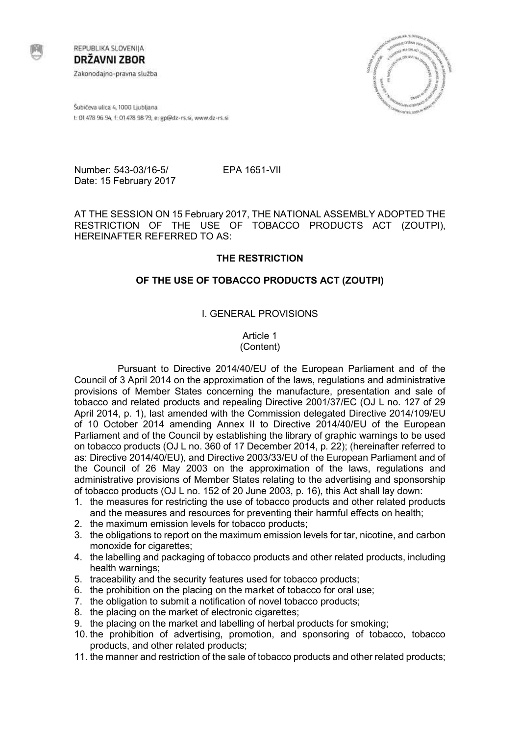REPUBLIKA SLOVENIJA
**DRŽAVNI ZBOR**
Zakonodajno-pravna služba

Šubičeva ulica 4, 1000 Ljubljana
t: 01 478 96 94, f: 01 478 98 79, e: gp@dz-rs.si, www.dz-rs.si

Number: 543-03/16-5/ EPA 1651-VII
Date: 15 February 2017

AT THE SESSION ON 15 February 2017, THE NATIONAL ASSEMBLY ADOPTED THE RESTRICTION OF THE USE OF TOBACCO PRODUCTS ACT (ZOUTPI), HEREINAFTER REFERRED TO AS:

# THE RESTRICTION OF THE USE OF TOBACCO PRODUCTS ACT (ZOUTPI)

## I. GENERAL PROVISIONS

### Article 1
### (Content)

Pursuant to Directive 2014/40/EU of the European Parliament and of the Council of 3 April 2014 on the approximation of the laws, regulations and administrative provisions of Member States concerning the manufacture, presentation and sale of tobacco and related products and repealing Directive 2001/37/EC (OJ L no. 127 of 29 April 2014, p. 1), last amended with the Commission delegated Directive 2014/109/EU of 10 October 2014 amending Annex II to Directive 2014/40/EU of the European Parliament and of the Council by establishing the library of graphic warnings to be used on tobacco products (OJ L no. 360 of 17 December 2014, p. 22); (hereinafter referred to as: Directive 2014/40/EU), and Directive 2003/33/EU of the European Parliament and of the Council of 26 May 2003 on the approximation of the laws, regulations and administrative provisions of Member States relating to the advertising and sponsorship of tobacco products (OJ L no. 152 of 20 June 2003, p. 16), this Act shall lay down:

1. the measures for restricting the use of tobacco products and other related products and the measures and resources for preventing their harmful effects on health;
2. the maximum emission levels for tobacco products;
3. the obligations to report on the maximum emission levels for tar, nicotine, and carbon monoxide for cigarettes;
4. the labelling and packaging of tobacco products and other related products, including health warnings;
5. traceability and the security features used for tobacco products;
6. the prohibition on the placing on the market of tobacco for oral use;
7. the obligation to submit a notification of novel tobacco products;
8. the placing on the market of electronic cigarettes;
9. the placing on the market and labelling of herbal products for smoking;
10. the prohibition of advertising, promotion, and sponsoring of tobacco, tobacco products, and other related products;
11. the manner and restriction of the sale of tobacco products and other related products;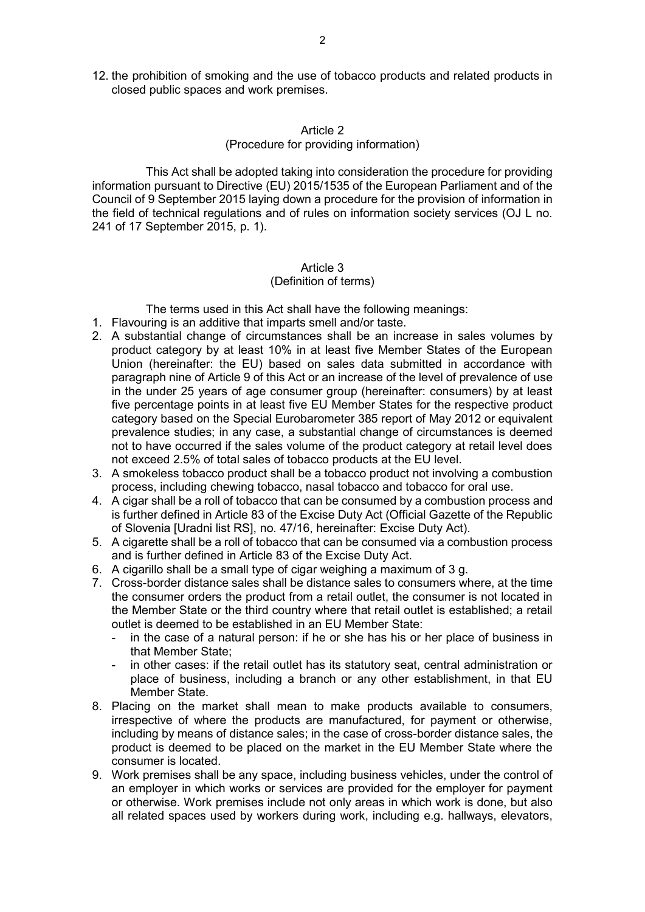12. the prohibition of smoking and the use of tobacco products and related products in closed public spaces and work premises.

Article 2
(Procedure for providing information)

This Act shall be adopted taking into consideration the procedure for providing information pursuant to Directive (EU) 2015/1535 of the European Parliament and of the Council of 9 September 2015 laying down a procedure for the provision of information in the field of technical regulations and of rules on information society services (OJ L no. 241 of 17 September 2015, p. 1).

Article 3
(Definition of terms)

The terms used in this Act shall have the following meanings:

1. Flavouring is an additive that imparts smell and/or taste.
2. A substantial change of circumstances shall be an increase in sales volumes by product category by at least 10% in at least five Member States of the European Union (hereinafter: the EU) based on sales data submitted in accordance with paragraph nine of Article 9 of this Act or an increase of the level of prevalence of use in the under 25 years of age consumer group (hereinafter: consumers) by at least five percentage points in at least five EU Member States for the respective product category based on the Special Eurobarometer 385 report of May 2012 or equivalent prevalence studies; in any case, a substantial change of circumstances is deemed not to have occurred if the sales volume of the product category at retail level does not exceed 2.5% of total sales of tobacco products at the EU level.
3. A smokeless tobacco product shall be a tobacco product not involving a combustion process, including chewing tobacco, nasal tobacco and tobacco for oral use.
4. A cigar shall be a roll of tobacco that can be consumed by a combustion process and is further defined in Article 83 of the Excise Duty Act (Official Gazette of the Republic of Slovenia [Uradni list RS], no. 47/16, hereinafter: Excise Duty Act).
5. A cigarette shall be a roll of tobacco that can be consumed via a combustion process and is further defined in Article 83 of the Excise Duty Act.
6. A cigarillo shall be a small type of cigar weighing a maximum of 3 g.
7. Cross-border distance sales shall be distance sales to consumers where, at the time the consumer orders the product from a retail outlet, the consumer is not located in the Member State or the third country where that retail outlet is established; a retail outlet is deemed to be established in an EU Member State:
   - in the case of a natural person: if he or she has his or her place of business in that Member State;
   - in other cases: if the retail outlet has its statutory seat, central administration or place of business, including a branch or any other establishment, in that EU Member State.
8. Placing on the market shall mean to make products available to consumers, irrespective of where the products are manufactured, for payment or otherwise, including by means of distance sales; in the case of cross-border distance sales, the product is deemed to be placed on the market in the EU Member State where the consumer is located.
9. Work premises shall be any space, including business vehicles, under the control of an employer in which works or services are provided for the employer for payment or otherwise. Work premises include not only areas in which work is done, but also all related spaces used by workers during work, including e.g. hallways, elevators,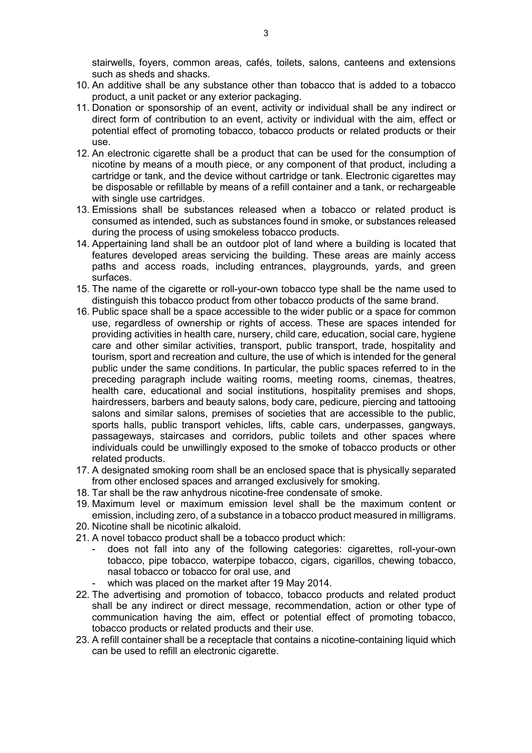stairwells, foyers, common areas, cafés, toilets, salons, canteens and extensions such as sheds and shacks.

10. An additive shall be any substance other than tobacco that is added to a tobacco product, a unit packet or any exterior packaging.
11. Donation or sponsorship of an event, activity or individual shall be any indirect or direct form of contribution to an event, activity or individual with the aim, effect or potential effect of promoting tobacco, tobacco products or related products or their use.
12. An electronic cigarette shall be a product that can be used for the consumption of nicotine by means of a mouth piece, or any component of that product, including a cartridge or tank, and the device without cartridge or tank. Electronic cigarettes may be disposable or refillable by means of a refill container and a tank, or rechargeable with single use cartridges.
13. Emissions shall be substances released when a tobacco or related product is consumed as intended, such as substances found in smoke, or substances released during the process of using smokeless tobacco products.
14. Appertaining land shall be an outdoor plot of land where a building is located that features developed areas servicing the building. These areas are mainly access paths and access roads, including entrances, playgrounds, yards, and green surfaces.
15. The name of the cigarette or roll-your-own tobacco type shall be the name used to distinguish this tobacco product from other tobacco products of the same brand.
16. Public space shall be a space accessible to the wider public or a space for common use, regardless of ownership or rights of access. These are spaces intended for providing activities in health care, nursery, child care, education, social care, hygiene care and other similar activities, transport, public transport, trade, hospitality and tourism, sport and recreation and culture, the use of which is intended for the general public under the same conditions. In particular, the public spaces referred to in the preceding paragraph include waiting rooms, meeting rooms, cinemas, theatres, health care, educational and social institutions, hospitality premises and shops, hairdressers, barbers and beauty salons, body care, pedicure, piercing and tattooing salons and similar salons, premises of societies that are accessible to the public, sports halls, public transport vehicles, lifts, cable cars, underpasses, gangways, passageways, staircases and corridors, public toilets and other spaces where individuals could be unwillingly exposed to the smoke of tobacco products or other related products.
17. A designated smoking room shall be an enclosed space that is physically separated from other enclosed spaces and arranged exclusively for smoking.
18. Tar shall be the raw anhydrous nicotine-free condensate of smoke.
19. Maximum level or maximum emission level shall be the maximum content or emission, including zero, of a substance in a tobacco product measured in milligrams.
20. Nicotine shall be nicotinic alkaloid.
21. A novel tobacco product shall be a tobacco product which:
    - does not fall into any of the following categories: cigarettes, roll-your-own tobacco, pipe tobacco, waterpipe tobacco, cigars, cigarillos, chewing tobacco, nasal tobacco or tobacco for oral use, and
    - which was placed on the market after 19 May 2014.
22. The advertising and promotion of tobacco, tobacco products and related product shall be any indirect or direct message, recommendation, action or other type of communication having the aim, effect or potential effect of promoting tobacco, tobacco products or related products and their use.
23. A refill container shall be a receptacle that contains a nicotine-containing liquid which can be used to refill an electronic cigarette.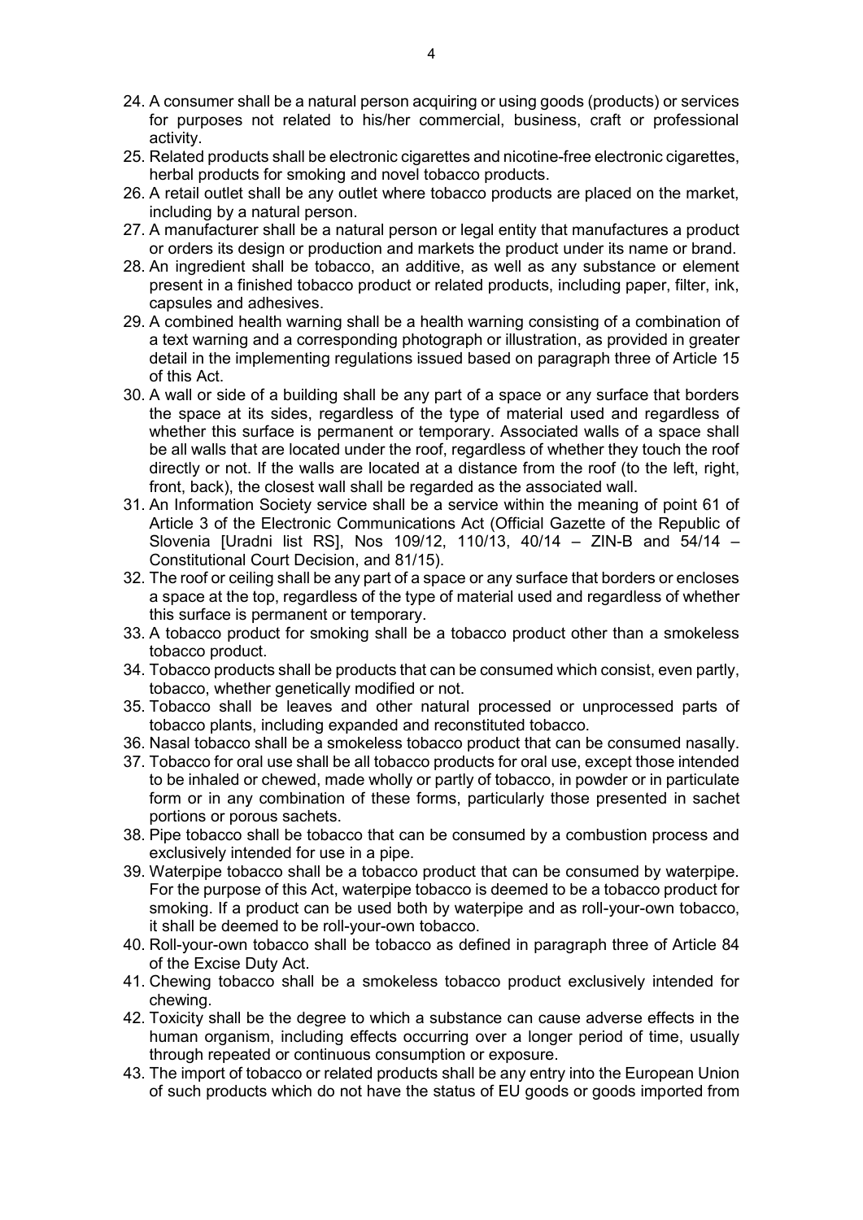24. A consumer shall be a natural person acquiring or using goods (products) or services for purposes not related to his/her commercial, business, craft or professional activity.
25. Related products shall be electronic cigarettes and nicotine-free electronic cigarettes, herbal products for smoking and novel tobacco products.
26. A retail outlet shall be any outlet where tobacco products are placed on the market, including by a natural person.
27. A manufacturer shall be a natural person or legal entity that manufactures a product or orders its design or production and markets the product under its name or brand.
28. An ingredient shall be tobacco, an additive, as well as any substance or element present in a finished tobacco product or related products, including paper, filter, ink, capsules and adhesives.
29. A combined health warning shall be a health warning consisting of a combination of a text warning and a corresponding photograph or illustration, as provided in greater detail in the implementing regulations issued based on paragraph three of Article 15 of this Act.
30. A wall or side of a building shall be any part of a space or any surface that borders the space at its sides, regardless of the type of material used and regardless of whether this surface is permanent or temporary. Associated walls of a space shall be all walls that are located under the roof, regardless of whether they touch the roof directly or not. If the walls are located at a distance from the roof (to the left, right, front, back), the closest wall shall be regarded as the associated wall.
31. An Information Society service shall be a service within the meaning of point 61 of Article 3 of the Electronic Communications Act (Official Gazette of the Republic of Slovenia [Uradni list RS], Nos 109/12, 110/13, 40/14 – ZIN-B and 54/14 – Constitutional Court Decision, and 81/15).
32. The roof or ceiling shall be any part of a space or any surface that borders or encloses a space at the top, regardless of the type of material used and regardless of whether this surface is permanent or temporary.
33. A tobacco product for smoking shall be a tobacco product other than a smokeless tobacco product.
34. Tobacco products shall be products that can be consumed which consist, even partly, tobacco, whether genetically modified or not.
35. Tobacco shall be leaves and other natural processed or unprocessed parts of tobacco plants, including expanded and reconstituted tobacco.
36. Nasal tobacco shall be a smokeless tobacco product that can be consumed nasally.
37. Tobacco for oral use shall be all tobacco products for oral use, except those intended to be inhaled or chewed, made wholly or partly of tobacco, in powder or in particulate form or in any combination of these forms, particularly those presented in sachet portions or porous sachets.
38. Pipe tobacco shall be tobacco that can be consumed by a combustion process and exclusively intended for use in a pipe.
39. Waterpipe tobacco shall be a tobacco product that can be consumed by waterpipe. For the purpose of this Act, waterpipe tobacco is deemed to be a tobacco product for smoking. If a product can be used both by waterpipe and as roll-your-own tobacco, it shall be deemed to be roll-your-own tobacco.
40. Roll-your-own tobacco shall be tobacco as defined in paragraph three of Article 84 of the Excise Duty Act.
41. Chewing tobacco shall be a smokeless tobacco product exclusively intended for chewing.
42. Toxicity shall be the degree to which a substance can cause adverse effects in the human organism, including effects occurring over a longer period of time, usually through repeated or continuous consumption or exposure.
43. The import of tobacco or related products shall be any entry into the European Union of such products which do not have the status of EU goods or goods imported from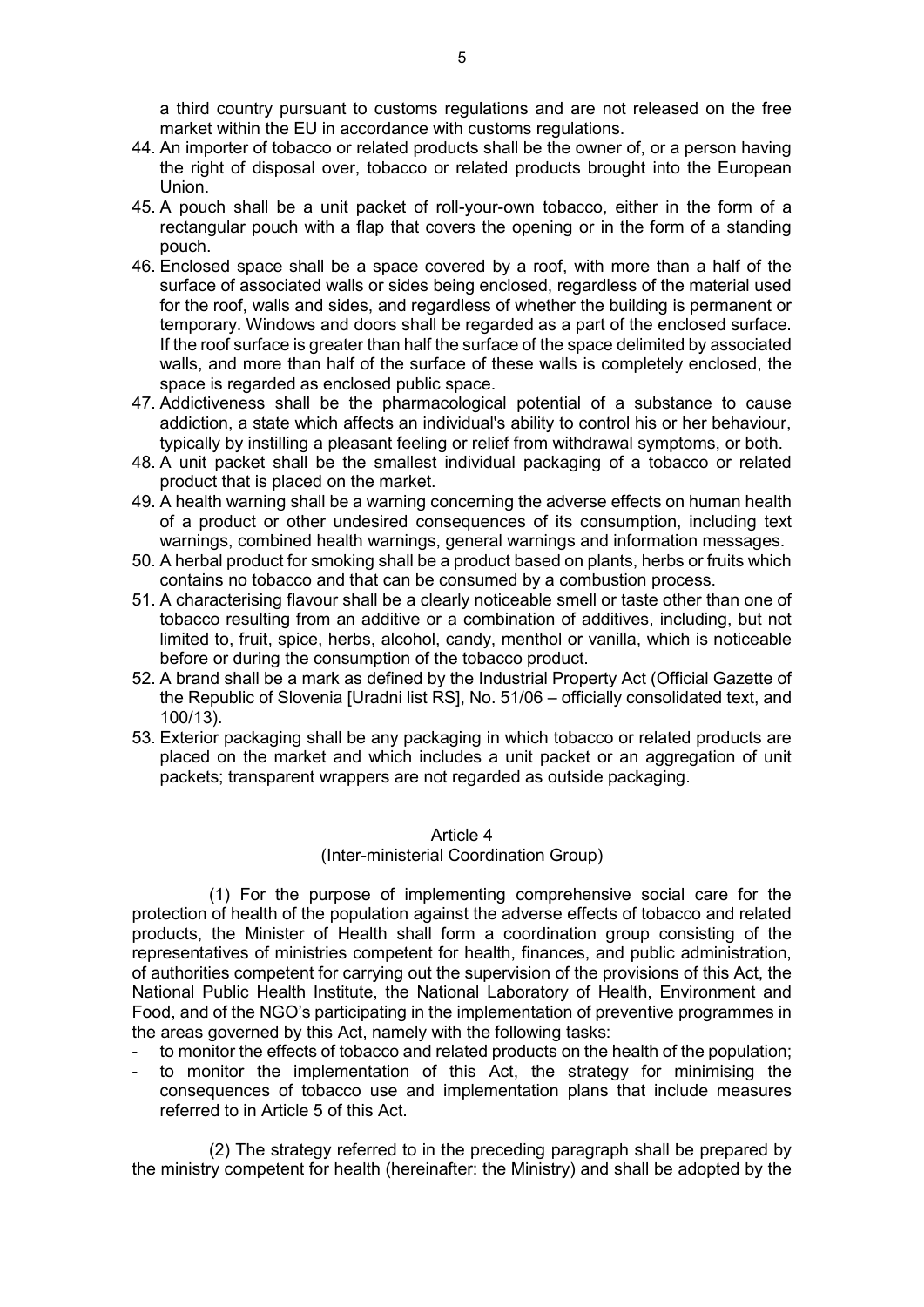a third country pursuant to customs regulations and are not released on the free market within the EU in accordance with customs regulations.

44. An importer of tobacco or related products shall be the owner of, or a person having the right of disposal over, tobacco or related products brought into the European Union.
45. A pouch shall be a unit packet of roll-your-own tobacco, either in the form of a rectangular pouch with a flap that covers the opening or in the form of a standing pouch.
46. Enclosed space shall be a space covered by a roof, with more than a half of the surface of associated walls or sides being enclosed, regardless of the material used for the roof, walls and sides, and regardless of whether the building is permanent or temporary. Windows and doors shall be regarded as a part of the enclosed surface. If the roof surface is greater than half the surface of the space delimited by associated walls, and more than half of the surface of these walls is completely enclosed, the space is regarded as enclosed public space.
47. Addictiveness shall be the pharmacological potential of a substance to cause addiction, a state which affects an individual's ability to control his or her behaviour, typically by instilling a pleasant feeling or relief from withdrawal symptoms, or both.
48. A unit packet shall be the smallest individual packaging of a tobacco or related product that is placed on the market.
49. A health warning shall be a warning concerning the adverse effects on human health of a product or other undesired consequences of its consumption, including text warnings, combined health warnings, general warnings and information messages.
50. A herbal product for smoking shall be a product based on plants, herbs or fruits which contains no tobacco and that can be consumed by a combustion process.
51. A characterising flavour shall be a clearly noticeable smell or taste other than one of tobacco resulting from an additive or a combination of additives, including, but not limited to, fruit, spice, herbs, alcohol, candy, menthol or vanilla, which is noticeable before or during the consumption of the tobacco product.
52. A brand shall be a mark as defined by the Industrial Property Act (Official Gazette of the Republic of Slovenia [Uradni list RS], No. 51/06 – officially consolidated text, and 100/13).
53. Exterior packaging shall be any packaging in which tobacco or related products are placed on the market and which includes a unit packet or an aggregation of unit packets; transparent wrappers are not regarded as outside packaging.

### Article 4
### (Inter-ministerial Coordination Group)

(1) For the purpose of implementing comprehensive social care for the protection of health of the population against the adverse effects of tobacco and related products, the Minister of Health shall form a coordination group consisting of the representatives of ministries competent for health, finances, and public administration, of authorities competent for carrying out the supervision of the provisions of this Act, the National Public Health Institute, the National Laboratory of Health, Environment and Food, and of the NGO's participating in the implementation of preventive programmes in the areas governed by this Act, namely with the following tasks:

- to monitor the effects of tobacco and related products on the health of the population;
- to monitor the implementation of this Act, the strategy for minimising the consequences of tobacco use and implementation plans that include measures referred to in Article 5 of this Act.

(2) The strategy referred to in the preceding paragraph shall be prepared by the ministry competent for health (hereinafter: the Ministry) and shall be adopted by the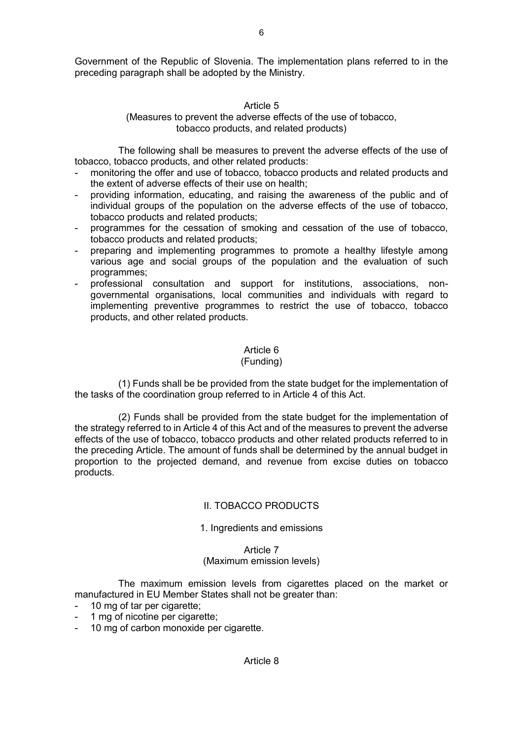Government of the Republic of Slovenia. The implementation plans referred to in the preceding paragraph shall be adopted by the Ministry.

### Article 5
### (Measures to prevent the adverse effects of the use of tobacco, tobacco products, and related products)

The following shall be measures to prevent the adverse effects of the use of tobacco, tobacco products, and other related products:

- monitoring the offer and use of tobacco, tobacco products and related products and the extent of adverse effects of their use on health;
- providing information, educating, and raising the awareness of the public and of individual groups of the population on the adverse effects of the use of tobacco, tobacco products and related products;
- programmes for the cessation of smoking and cessation of the use of tobacco, tobacco products and related products;
- preparing and implementing programmes to promote a healthy lifestyle among various age and social groups of the population and the evaluation of such programmes;
- professional consultation and support for institutions, associations, non-governmental organisations, local communities and individuals with regard to implementing preventive programmes to restrict the use of tobacco, tobacco products, and other related products.

### Article 6
### (Funding)

(1) Funds shall be be provided from the state budget for the implementation of the tasks of the coordination group referred to in Article 4 of this Act.

(2) Funds shall be provided from the state budget for the implementation of the strategy referred to in Article 4 of this Act and of the measures to prevent the adverse effects of the use of tobacco, tobacco products and other related products referred to in the preceding Article. The amount of funds shall be determined by the annual budget in proportion to the projected demand, and revenue from excise duties on tobacco products.

## II. TOBACCO PRODUCTS

### 1. Ingredients and emissions

### Article 7
### (Maximum emission levels)

The maximum emission levels from cigarettes placed on the market or manufactured in EU Member States shall not be greater than:

- 10 mg of tar per cigarette;
- 1 mg of nicotine per cigarette;
- 10 mg of carbon monoxide per cigarette.

### Article 8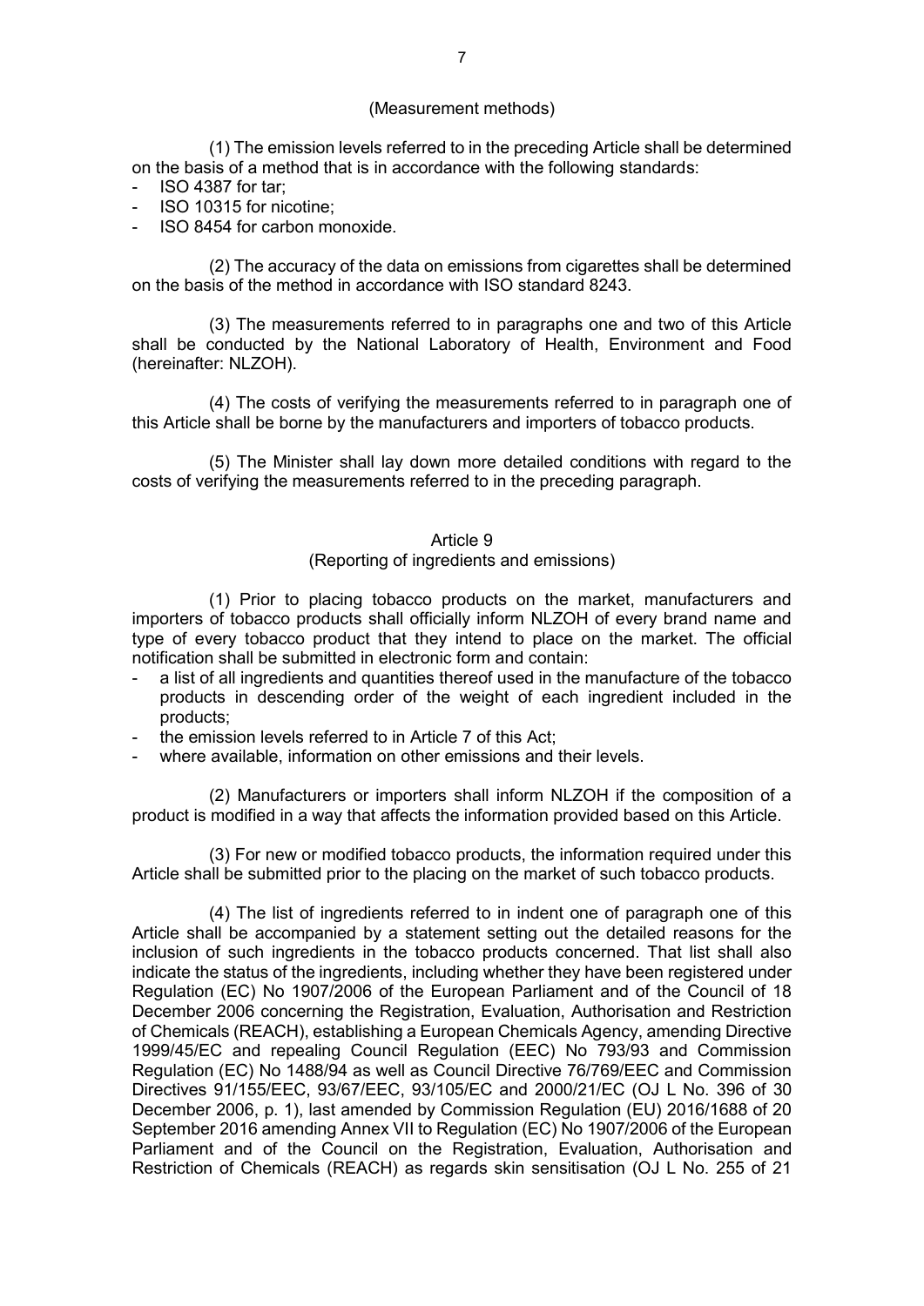(Measurement methods)

(1) The emission levels referred to in the preceding Article shall be determined on the basis of a method that is in accordance with the following standards:

- ISO 4387 for tar;
- ISO 10315 for nicotine;
- ISO 8454 for carbon monoxide.

(2) The accuracy of the data on emissions from cigarettes shall be determined on the basis of the method in accordance with ISO standard 8243.

(3) The measurements referred to in paragraphs one and two of this Article shall be conducted by the National Laboratory of Health, Environment and Food (hereinafter: NLZOH).

(4) The costs of verifying the measurements referred to in paragraph one of this Article shall be borne by the manufacturers and importers of tobacco products.

(5) The Minister shall lay down more detailed conditions with regard to the costs of verifying the measurements referred to in the preceding paragraph.

Article 9

(Reporting of ingredients and emissions)

(1) Prior to placing tobacco products on the market, manufacturers and importers of tobacco products shall officially inform NLZOH of every brand name and type of every tobacco product that they intend to place on the market. The official notification shall be submitted in electronic form and contain:

- a list of all ingredients and quantities thereof used in the manufacture of the tobacco products in descending order of the weight of each ingredient included in the products;
- the emission levels referred to in Article 7 of this Act;
- where available, information on other emissions and their levels.

(2) Manufacturers or importers shall inform NLZOH if the composition of a product is modified in a way that affects the information provided based on this Article.

(3) For new or modified tobacco products, the information required under this Article shall be submitted prior to the placing on the market of such tobacco products.

(4) The list of ingredients referred to in indent one of paragraph one of this Article shall be accompanied by a statement setting out the detailed reasons for the inclusion of such ingredients in the tobacco products concerned. That list shall also indicate the status of the ingredients, including whether they have been registered under Regulation (EC) No 1907/2006 of the European Parliament and of the Council of 18 December 2006 concerning the Registration, Evaluation, Authorisation and Restriction of Chemicals (REACH), establishing a European Chemicals Agency, amending Directive 1999/45/EC and repealing Council Regulation (EEC) No 793/93 and Commission Regulation (EC) No 1488/94 as well as Council Directive 76/769/EEC and Commission Directives 91/155/EEC, 93/67/EEC, 93/105/EC and 2000/21/EC (OJ L No. 396 of 30 December 2006, p. 1), last amended by Commission Regulation (EU) 2016/1688 of 20 September 2016 amending Annex VII to Regulation (EC) No 1907/2006 of the European Parliament and of the Council on the Registration, Evaluation, Authorisation and Restriction of Chemicals (REACH) as regards skin sensitisation (OJ L No. 255 of 21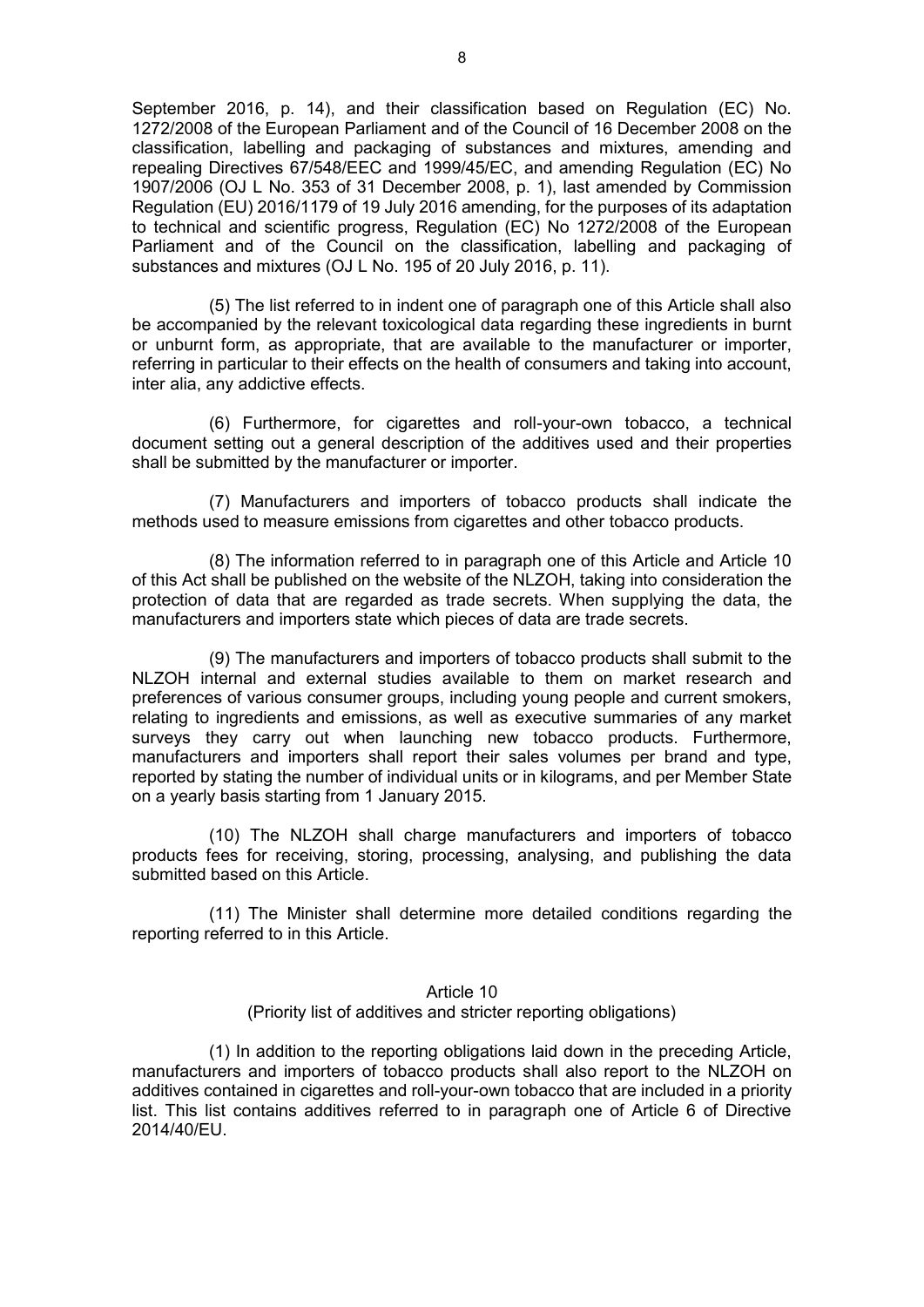September 2016, p. 14), and their classification based on Regulation (EC) No. 1272/2008 of the European Parliament and of the Council of 16 December 2008 on the classification, labelling and packaging of substances and mixtures, amending and repealing Directives 67/548/EEC and 1999/45/EC, and amending Regulation (EC) No 1907/2006 (OJ L No. 353 of 31 December 2008, p. 1), last amended by Commission Regulation (EU) 2016/1179 of 19 July 2016 amending, for the purposes of its adaptation to technical and scientific progress, Regulation (EC) No 1272/2008 of the European Parliament and of the Council on the classification, labelling and packaging of substances and mixtures (OJ L No. 195 of 20 July 2016, p. 11).

(5) The list referred to in indent one of paragraph one of this Article shall also be accompanied by the relevant toxicological data regarding these ingredients in burnt or unburnt form, as appropriate, that are available to the manufacturer or importer, referring in particular to their effects on the health of consumers and taking into account, inter alia, any addictive effects.

(6) Furthermore, for cigarettes and roll-your-own tobacco, a technical document setting out a general description of the additives used and their properties shall be submitted by the manufacturer or importer.

(7) Manufacturers and importers of tobacco products shall indicate the methods used to measure emissions from cigarettes and other tobacco products.

(8) The information referred to in paragraph one of this Article and Article 10 of this Act shall be published on the website of the NLZOH, taking into consideration the protection of data that are regarded as trade secrets. When supplying the data, the manufacturers and importers state which pieces of data are trade secrets.

(9) The manufacturers and importers of tobacco products shall submit to the NLZOH internal and external studies available to them on market research and preferences of various consumer groups, including young people and current smokers, relating to ingredients and emissions, as well as executive summaries of any market surveys they carry out when launching new tobacco products. Furthermore, manufacturers and importers shall report their sales volumes per brand and type, reported by stating the number of individual units or in kilograms, and per Member State on a yearly basis starting from 1 January 2015.

(10) The NLZOH shall charge manufacturers and importers of tobacco products fees for receiving, storing, processing, analysing, and publishing the data submitted based on this Article.

(11) The Minister shall determine more detailed conditions regarding the reporting referred to in this Article.

### Article 10
### (Priority list of additives and stricter reporting obligations)

(1) In addition to the reporting obligations laid down in the preceding Article, manufacturers and importers of tobacco products shall also report to the NLZOH on additives contained in cigarettes and roll-your-own tobacco that are included in a priority list. This list contains additives referred to in paragraph one of Article 6 of Directive 2014/40/EU.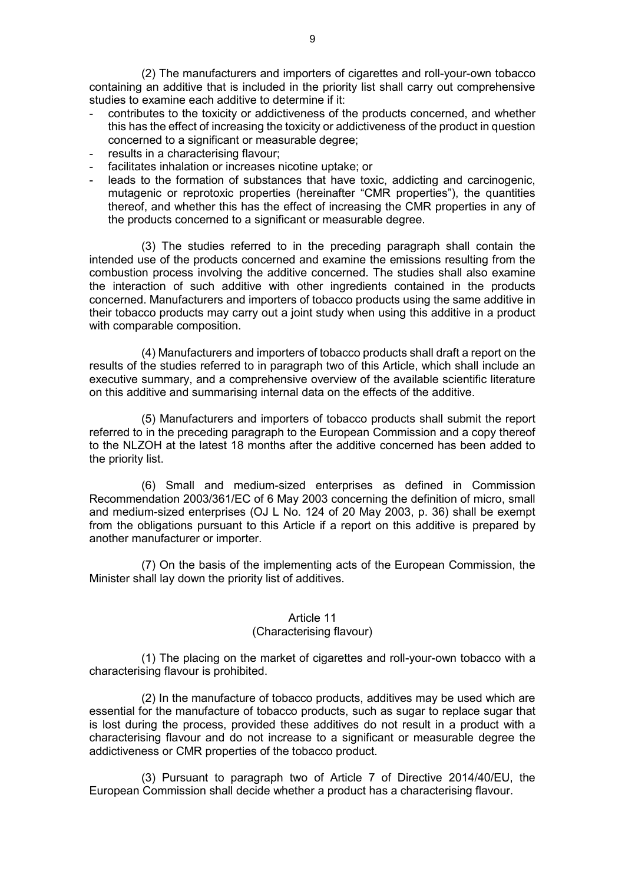(2) The manufacturers and importers of cigarettes and roll-your-own tobacco containing an additive that is included in the priority list shall carry out comprehensive studies to examine each additive to determine if it:

- contributes to the toxicity or addictiveness of the products concerned, and whether this has the effect of increasing the toxicity or addictiveness of the product in question concerned to a significant or measurable degree;
- results in a characterising flavour;
- facilitates inhalation or increases nicotine uptake; or
- leads to the formation of substances that have toxic, addicting and carcinogenic, mutagenic or reprotoxic properties (hereinafter "CMR properties"), the quantities thereof, and whether this has the effect of increasing the CMR properties in any of the products concerned to a significant or measurable degree.

(3) The studies referred to in the preceding paragraph shall contain the intended use of the products concerned and examine the emissions resulting from the combustion process involving the additive concerned. The studies shall also examine the interaction of such additive with other ingredients contained in the products concerned. Manufacturers and importers of tobacco products using the same additive in their tobacco products may carry out a joint study when using this additive in a product with comparable composition.

(4) Manufacturers and importers of tobacco products shall draft a report on the results of the studies referred to in paragraph two of this Article, which shall include an executive summary, and a comprehensive overview of the available scientific literature on this additive and summarising internal data on the effects of the additive.

(5) Manufacturers and importers of tobacco products shall submit the report referred to in the preceding paragraph to the European Commission and a copy thereof to the NLZOH at the latest 18 months after the additive concerned has been added to the priority list.

(6) Small and medium-sized enterprises as defined in Commission Recommendation 2003/361/EC of 6 May 2003 concerning the definition of micro, small and medium-sized enterprises (OJ L No. 124 of 20 May 2003, p. 36) shall be exempt from the obligations pursuant to this Article if a report on this additive is prepared by another manufacturer or importer.

(7) On the basis of the implementing acts of the European Commission, the Minister shall lay down the priority list of additives.

### Article 11
### (Characterising flavour)

(1) The placing on the market of cigarettes and roll-your-own tobacco with a characterising flavour is prohibited.

(2) In the manufacture of tobacco products, additives may be used which are essential for the manufacture of tobacco products, such as sugar to replace sugar that is lost during the process, provided these additives do not result in a product with a characterising flavour and do not increase to a significant or measurable degree the addictiveness or CMR properties of the tobacco product.

(3) Pursuant to paragraph two of Article 7 of Directive 2014/40/EU, the European Commission shall decide whether a product has a characterising flavour.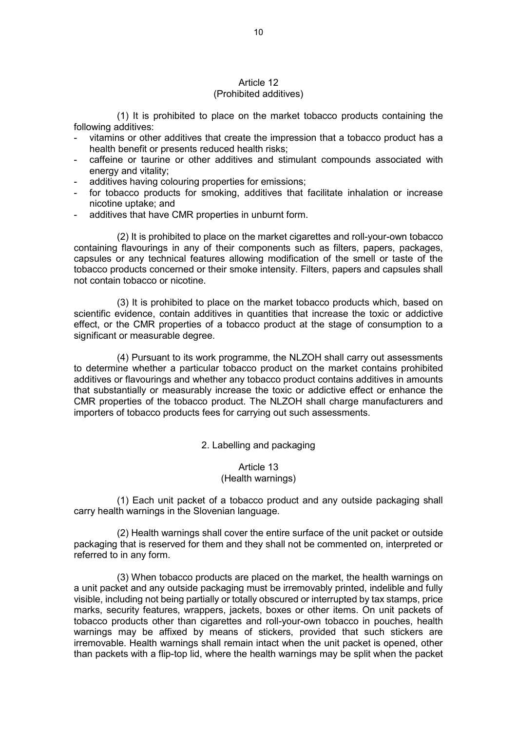### Article 12
### (Prohibited additives)

(1) It is prohibited to place on the market tobacco products containing the following additives:

- vitamins or other additives that create the impression that a tobacco product has a health benefit or presents reduced health risks;
- caffeine or taurine or other additives and stimulant compounds associated with energy and vitality;
- additives having colouring properties for emissions;
- for tobacco products for smoking, additives that facilitate inhalation or increase nicotine uptake; and
- additives that have CMR properties in unburnt form.

(2) It is prohibited to place on the market cigarettes and roll-your-own tobacco containing flavourings in any of their components such as filters, papers, packages, capsules or any technical features allowing modification of the smell or taste of the tobacco products concerned or their smoke intensity. Filters, papers and capsules shall not contain tobacco or nicotine.

(3) It is prohibited to place on the market tobacco products which, based on scientific evidence, contain additives in quantities that increase the toxic or addictive effect, or the CMR properties of a tobacco product at the stage of consumption to a significant or measurable degree.

(4) Pursuant to its work programme, the NLZOH shall carry out assessments to determine whether a particular tobacco product on the market contains prohibited additives or flavourings and whether any tobacco product contains additives in amounts that substantially or measurably increase the toxic or addictive effect or enhance the CMR properties of the tobacco product. The NLZOH shall charge manufacturers and importers of tobacco products fees for carrying out such assessments.

## 2. Labelling and packaging

### Article 13
### (Health warnings)

(1) Each unit packet of a tobacco product and any outside packaging shall carry health warnings in the Slovenian language.

(2) Health warnings shall cover the entire surface of the unit packet or outside packaging that is reserved for them and they shall not be commented on, interpreted or referred to in any form.

(3) When tobacco products are placed on the market, the health warnings on a unit packet and any outside packaging must be irremovably printed, indelible and fully visible, including not being partially or totally obscured or interrupted by tax stamps, price marks, security features, wrappers, jackets, boxes or other items. On unit packets of tobacco products other than cigarettes and roll-your-own tobacco in pouches, health warnings may be affixed by means of stickers, provided that such stickers are irremovable. Health warnings shall remain intact when the unit packet is opened, other than packets with a flip-top lid, where the health warnings may be split when the packet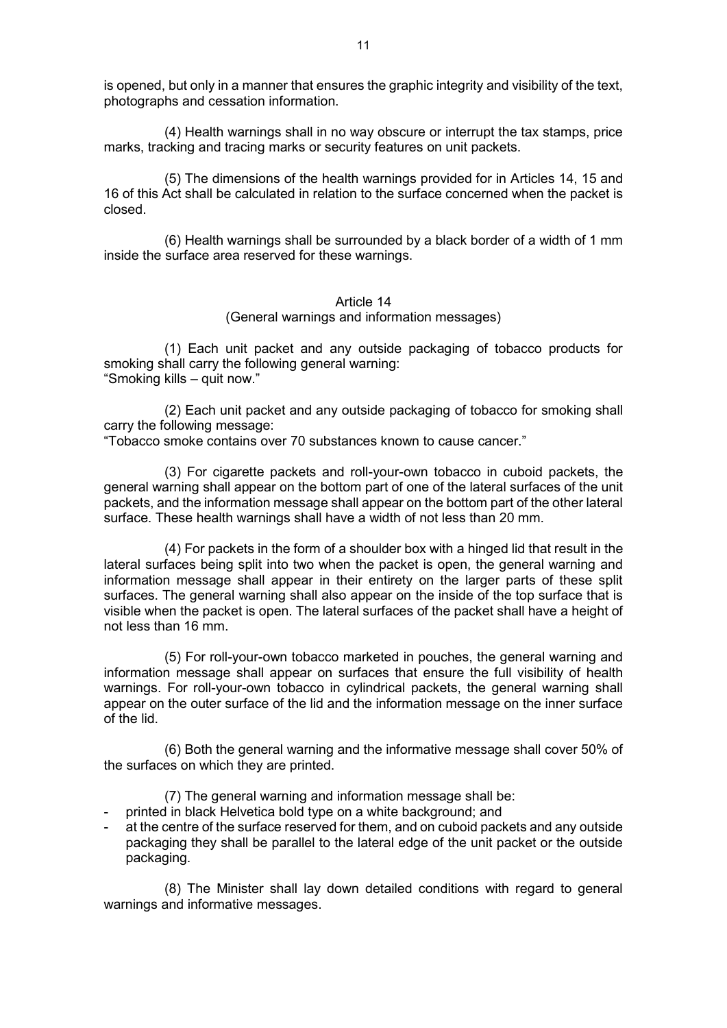is opened, but only in a manner that ensures the graphic integrity and visibility of the text, photographs and cessation information.

(4) Health warnings shall in no way obscure or interrupt the tax stamps, price marks, tracking and tracing marks or security features on unit packets.

(5) The dimensions of the health warnings provided for in Articles 14, 15 and 16 of this Act shall be calculated in relation to the surface concerned when the packet is closed.

(6) Health warnings shall be surrounded by a black border of a width of 1 mm inside the surface area reserved for these warnings.

### Article 14
(General warnings and information messages)

(1) Each unit packet and any outside packaging of tobacco products for smoking shall carry the following general warning:
"Smoking kills – quit now."

(2) Each unit packet and any outside packaging of tobacco for smoking shall carry the following message:
"Tobacco smoke contains over 70 substances known to cause cancer."

(3) For cigarette packets and roll-your-own tobacco in cuboid packets, the general warning shall appear on the bottom part of one of the lateral surfaces of the unit packets, and the information message shall appear on the bottom part of the other lateral surface. These health warnings shall have a width of not less than 20 mm.

(4) For packets in the form of a shoulder box with a hinged lid that result in the lateral surfaces being split into two when the packet is open, the general warning and information message shall appear in their entirety on the larger parts of these split surfaces. The general warning shall also appear on the inside of the top surface that is visible when the packet is open. The lateral surfaces of the packet shall have a height of not less than 16 mm.

(5) For roll-your-own tobacco marketed in pouches, the general warning and information message shall appear on surfaces that ensure the full visibility of health warnings. For roll-your-own tobacco in cylindrical packets, the general warning shall appear on the outer surface of the lid and the information message on the inner surface of the lid.

(6) Both the general warning and the informative message shall cover 50% of the surfaces on which they are printed.

(7) The general warning and information message shall be:

- printed in black Helvetica bold type on a white background; and
- at the centre of the surface reserved for them, and on cuboid packets and any outside packaging they shall be parallel to the lateral edge of the unit packet or the outside packaging.

(8) The Minister shall lay down detailed conditions with regard to general warnings and informative messages.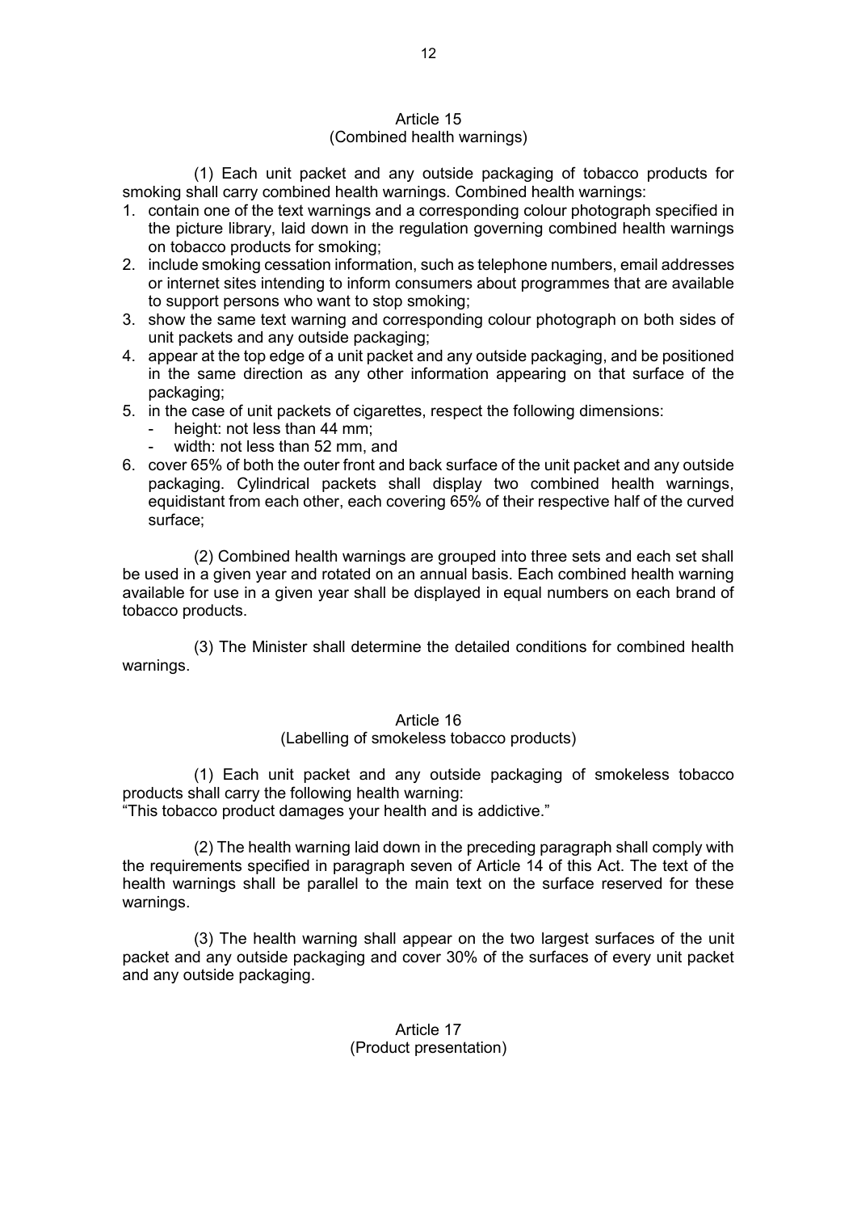## Article 15
### (Combined health warnings)

(1) Each unit packet and any outside packaging of tobacco products for smoking shall carry combined health warnings. Combined health warnings:

1. contain one of the text warnings and a corresponding colour photograph specified in the picture library, laid down in the regulation governing combined health warnings on tobacco products for smoking;
2. include smoking cessation information, such as telephone numbers, email addresses or internet sites intending to inform consumers about programmes that are available to support persons who want to stop smoking;
3. show the same text warning and corresponding colour photograph on both sides of unit packets and any outside packaging;
4. appear at the top edge of a unit packet and any outside packaging, and be positioned in the same direction as any other information appearing on that surface of the packaging;
5. in the case of unit packets of cigarettes, respect the following dimensions:
   - height: not less than 44 mm;
   - width: not less than 52 mm, and
6. cover 65% of both the outer front and back surface of the unit packet and any outside packaging. Cylindrical packets shall display two combined health warnings, equidistant from each other, each covering 65% of their respective half of the curved surface;

(2) Combined health warnings are grouped into three sets and each set shall be used in a given year and rotated on an annual basis. Each combined health warning available for use in a given year shall be displayed in equal numbers on each brand of tobacco products.

(3) The Minister shall determine the detailed conditions for combined health warnings.

## Article 16
### (Labelling of smokeless tobacco products)

(1) Each unit packet and any outside packaging of smokeless tobacco products shall carry the following health warning:
"This tobacco product damages your health and is addictive."

(2) The health warning laid down in the preceding paragraph shall comply with the requirements specified in paragraph seven of Article 14 of this Act. The text of the health warnings shall be parallel to the main text on the surface reserved for these warnings.

(3) The health warning shall appear on the two largest surfaces of the unit packet and any outside packaging and cover 30% of the surfaces of every unit packet and any outside packaging.

## Article 17
### (Product presentation)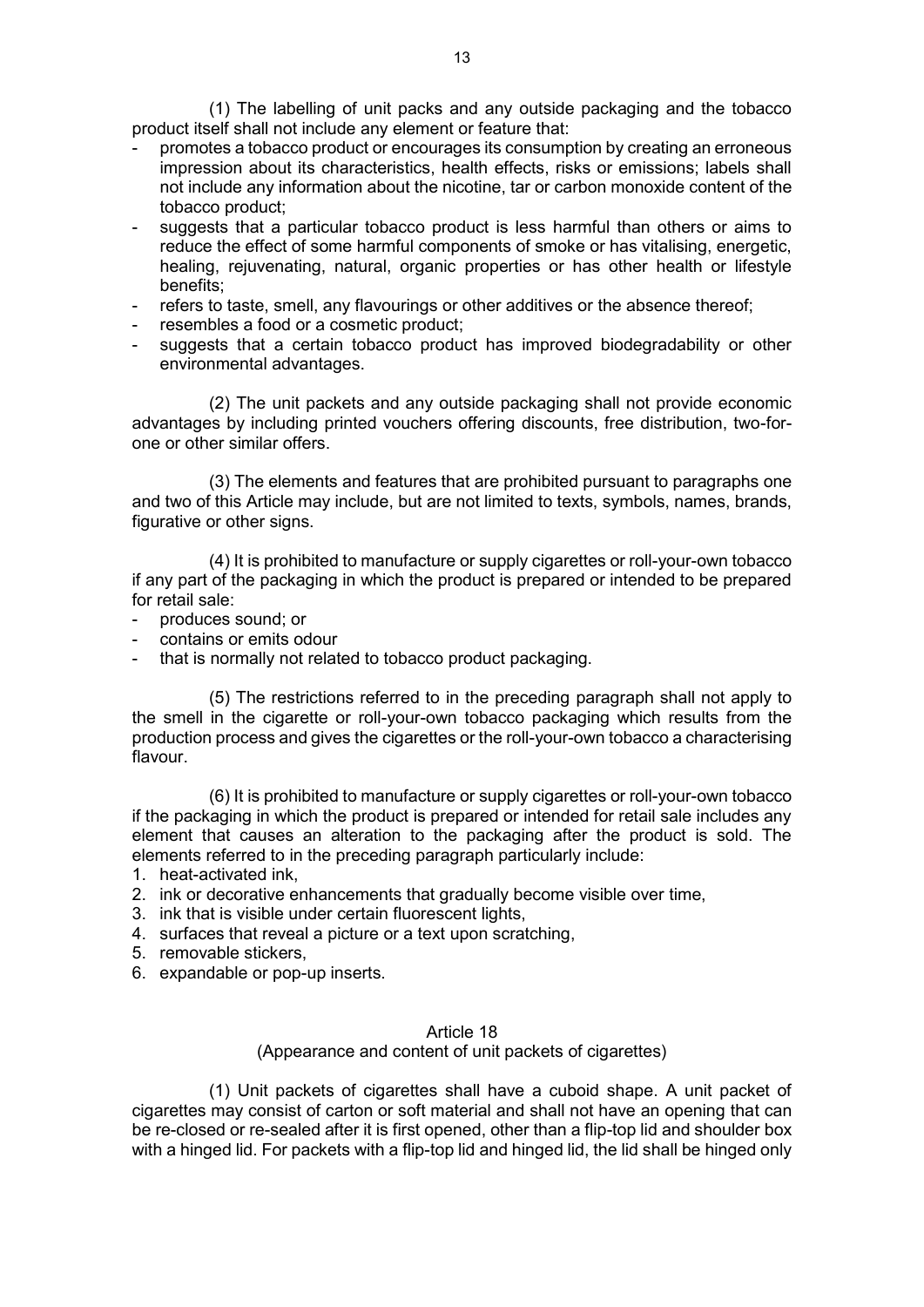(1) The labelling of unit packs and any outside packaging and the tobacco product itself shall not include any element or feature that:

- promotes a tobacco product or encourages its consumption by creating an erroneous impression about its characteristics, health effects, risks or emissions; labels shall not include any information about the nicotine, tar or carbon monoxide content of the tobacco product;
- suggests that a particular tobacco product is less harmful than others or aims to reduce the effect of some harmful components of smoke or has vitalising, energetic, healing, rejuvenating, natural, organic properties or has other health or lifestyle benefits;
- refers to taste, smell, any flavourings or other additives or the absence thereof;
- resembles a food or a cosmetic product;
- suggests that a certain tobacco product has improved biodegradability or other environmental advantages.

(2) The unit packets and any outside packaging shall not provide economic advantages by including printed vouchers offering discounts, free distribution, two-for-one or other similar offers.

(3) The elements and features that are prohibited pursuant to paragraphs one and two of this Article may include, but are not limited to texts, symbols, names, brands, figurative or other signs.

(4) It is prohibited to manufacture or supply cigarettes or roll-your-own tobacco if any part of the packaging in which the product is prepared or intended to be prepared for retail sale:

- produces sound; or
- contains or emits odour
- that is normally not related to tobacco product packaging.

(5) The restrictions referred to in the preceding paragraph shall not apply to the smell in the cigarette or roll-your-own tobacco packaging which results from the production process and gives the cigarettes or the roll-your-own tobacco a characterising flavour.

(6) It is prohibited to manufacture or supply cigarettes or roll-your-own tobacco if the packaging in which the product is prepared or intended for retail sale includes any element that causes an alteration to the packaging after the product is sold. The elements referred to in the preceding paragraph particularly include:

1. heat-activated ink,
2. ink or decorative enhancements that gradually become visible over time,
3. ink that is visible under certain fluorescent lights,
4. surfaces that reveal a picture or a text upon scratching,
5. removable stickers,
6. expandable or pop-up inserts.

### Article 18
### (Appearance and content of unit packets of cigarettes)

(1) Unit packets of cigarettes shall have a cuboid shape. A unit packet of cigarettes may consist of carton or soft material and shall not have an opening that can be re-closed or re-sealed after it is first opened, other than a flip-top lid and shoulder box with a hinged lid. For packets with a flip-top lid and hinged lid, the lid shall be hinged only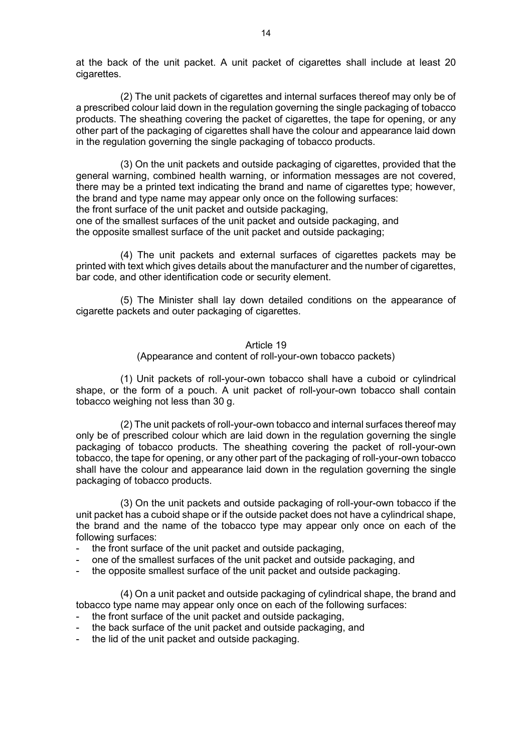at the back of the unit packet. A unit packet of cigarettes shall include at least 20 cigarettes.

(2) The unit packets of cigarettes and internal surfaces thereof may only be of a prescribed colour laid down in the regulation governing the single packaging of tobacco products. The sheathing covering the packet of cigarettes, the tape for opening, or any other part of the packaging of cigarettes shall have the colour and appearance laid down in the regulation governing the single packaging of tobacco products.

(3) On the unit packets and outside packaging of cigarettes, provided that the general warning, combined health warning, or information messages are not covered, there may be a printed text indicating the brand and name of cigarettes type; however, the brand and type name may appear only once on the following surfaces:
the front surface of the unit packet and outside packaging,
one of the smallest surfaces of the unit packet and outside packaging, and
the opposite smallest surface of the unit packet and outside packaging;

(4) The unit packets and external surfaces of cigarettes packets may be printed with text which gives details about the manufacturer and the number of cigarettes, bar code, and other identification code or security element.

(5) The Minister shall lay down detailed conditions on the appearance of cigarette packets and outer packaging of cigarettes.

### Article 19
### (Appearance and content of roll-your-own tobacco packets)

(1) Unit packets of roll-your-own tobacco shall have a cuboid or cylindrical shape, or the form of a pouch. A unit packet of roll-your-own tobacco shall contain tobacco weighing not less than 30 g.

(2) The unit packets of roll-your-own tobacco and internal surfaces thereof may only be of prescribed colour which are laid down in the regulation governing the single packaging of tobacco products. The sheathing covering the packet of roll-your-own tobacco, the tape for opening, or any other part of the packaging of roll-your-own tobacco shall have the colour and appearance laid down in the regulation governing the single packaging of tobacco products.

(3) On the unit packets and outside packaging of roll-your-own tobacco if the unit packet has a cuboid shape or if the outside packet does not have a cylindrical shape, the brand and the name of the tobacco type may appear only once on each of the following surfaces:

- the front surface of the unit packet and outside packaging,
- one of the smallest surfaces of the unit packet and outside packaging, and
- the opposite smallest surface of the unit packet and outside packaging.

(4) On a unit packet and outside packaging of cylindrical shape, the brand and tobacco type name may appear only once on each of the following surfaces:

- the front surface of the unit packet and outside packaging,
- the back surface of the unit packet and outside packaging, and
- the lid of the unit packet and outside packaging.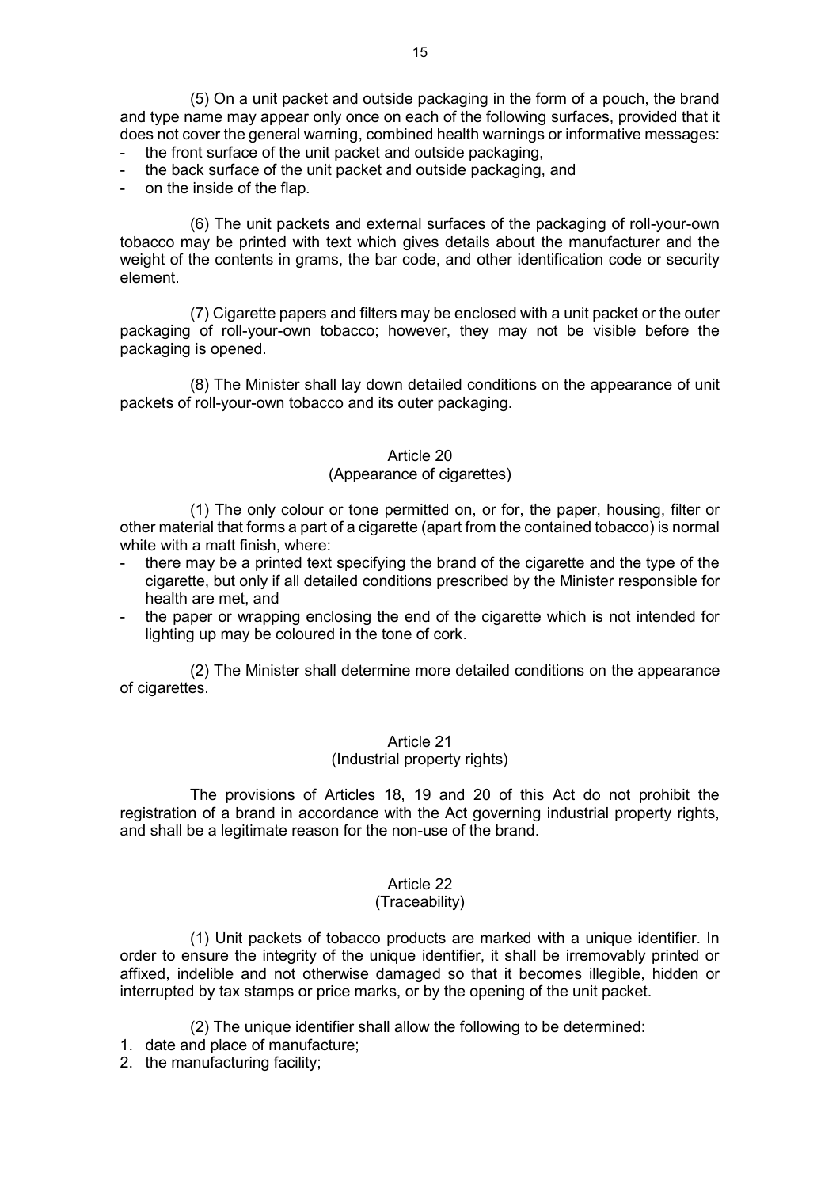(5) On a unit packet and outside packaging in the form of a pouch, the brand and type name may appear only once on each of the following surfaces, provided that it does not cover the general warning, combined health warnings or informative messages:

- the front surface of the unit packet and outside packaging,
- the back surface of the unit packet and outside packaging, and
- on the inside of the flap.

(6) The unit packets and external surfaces of the packaging of roll-your-own tobacco may be printed with text which gives details about the manufacturer and the weight of the contents in grams, the bar code, and other identification code or security element.

(7) Cigarette papers and filters may be enclosed with a unit packet or the outer packaging of roll-your-own tobacco; however, they may not be visible before the packaging is opened.

(8) The Minister shall lay down detailed conditions on the appearance of unit packets of roll-your-own tobacco and its outer packaging.

## Article 20
### (Appearance of cigarettes)

(1) The only colour or tone permitted on, or for, the paper, housing, filter or other material that forms a part of a cigarette (apart from the contained tobacco) is normal white with a matt finish, where:

- there may be a printed text specifying the brand of the cigarette and the type of the cigarette, but only if all detailed conditions prescribed by the Minister responsible for health are met, and
- the paper or wrapping enclosing the end of the cigarette which is not intended for lighting up may be coloured in the tone of cork.

(2) The Minister shall determine more detailed conditions on the appearance of cigarettes.

## Article 21
### (Industrial property rights)

The provisions of Articles 18, 19 and 20 of this Act do not prohibit the registration of a brand in accordance with the Act governing industrial property rights, and shall be a legitimate reason for the non-use of the brand.

## Article 22
### (Traceability)

(1) Unit packets of tobacco products are marked with a unique identifier. In order to ensure the integrity of the unique identifier, it shall be irremovably printed or affixed, indelible and not otherwise damaged so that it becomes illegible, hidden or interrupted by tax stamps or price marks, or by the opening of the unit packet.

(2) The unique identifier shall allow the following to be determined:

1. date and place of manufacture;
2. the manufacturing facility;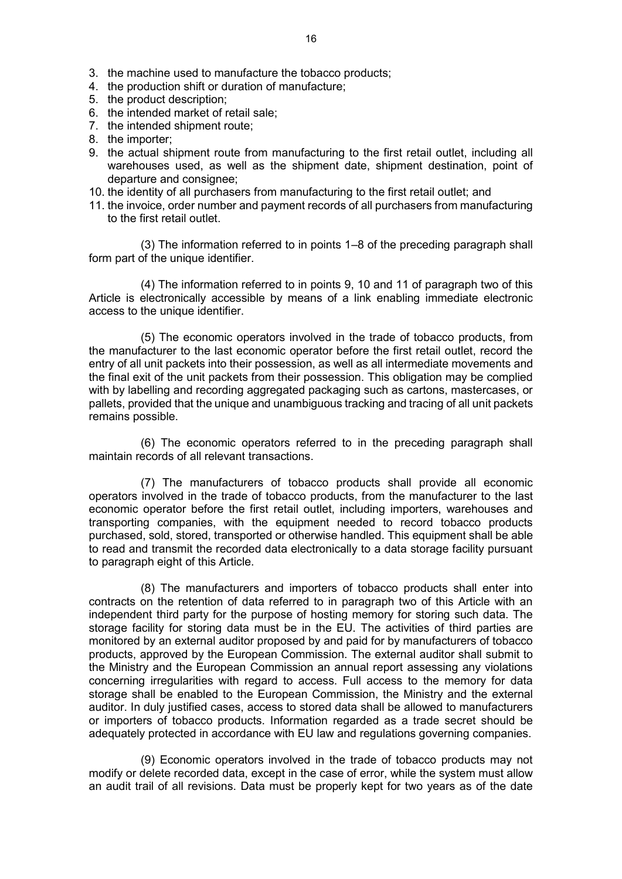3. the machine used to manufacture the tobacco products;
4. the production shift or duration of manufacture;
5. the product description;
6. the intended market of retail sale;
7. the intended shipment route;
8. the importer;
9. the actual shipment route from manufacturing to the first retail outlet, including all warehouses used, as well as the shipment date, shipment destination, point of departure and consignee;
10. the identity of all purchasers from manufacturing to the first retail outlet; and
11. the invoice, order number and payment records of all purchasers from manufacturing to the first retail outlet.

(3) The information referred to in points 1–8 of the preceding paragraph shall form part of the unique identifier.

(4) The information referred to in points 9, 10 and 11 of paragraph two of this Article is electronically accessible by means of a link enabling immediate electronic access to the unique identifier.

(5) The economic operators involved in the trade of tobacco products, from the manufacturer to the last economic operator before the first retail outlet, record the entry of all unit packets into their possession, as well as all intermediate movements and the final exit of the unit packets from their possession. This obligation may be complied with by labelling and recording aggregated packaging such as cartons, mastercases, or pallets, provided that the unique and unambiguous tracking and tracing of all unit packets remains possible.

(6) The economic operators referred to in the preceding paragraph shall maintain records of all relevant transactions.

(7) The manufacturers of tobacco products shall provide all economic operators involved in the trade of tobacco products, from the manufacturer to the last economic operator before the first retail outlet, including importers, warehouses and transporting companies, with the equipment needed to record tobacco products purchased, sold, stored, transported or otherwise handled. This equipment shall be able to read and transmit the recorded data electronically to a data storage facility pursuant to paragraph eight of this Article.

(8) The manufacturers and importers of tobacco products shall enter into contracts on the retention of data referred to in paragraph two of this Article with an independent third party for the purpose of hosting memory for storing such data. The storage facility for storing data must be in the EU. The activities of third parties are monitored by an external auditor proposed by and paid for by manufacturers of tobacco products, approved by the European Commission. The external auditor shall submit to the Ministry and the European Commission an annual report assessing any violations concerning irregularities with regard to access. Full access to the memory for data storage shall be enabled to the European Commission, the Ministry and the external auditor. In duly justified cases, access to stored data shall be allowed to manufacturers or importers of tobacco products. Information regarded as a trade secret should be adequately protected in accordance with EU law and regulations governing companies.

(9) Economic operators involved in the trade of tobacco products may not modify or delete recorded data, except in the case of error, while the system must allow an audit trail of all revisions. Data must be properly kept for two years as of the date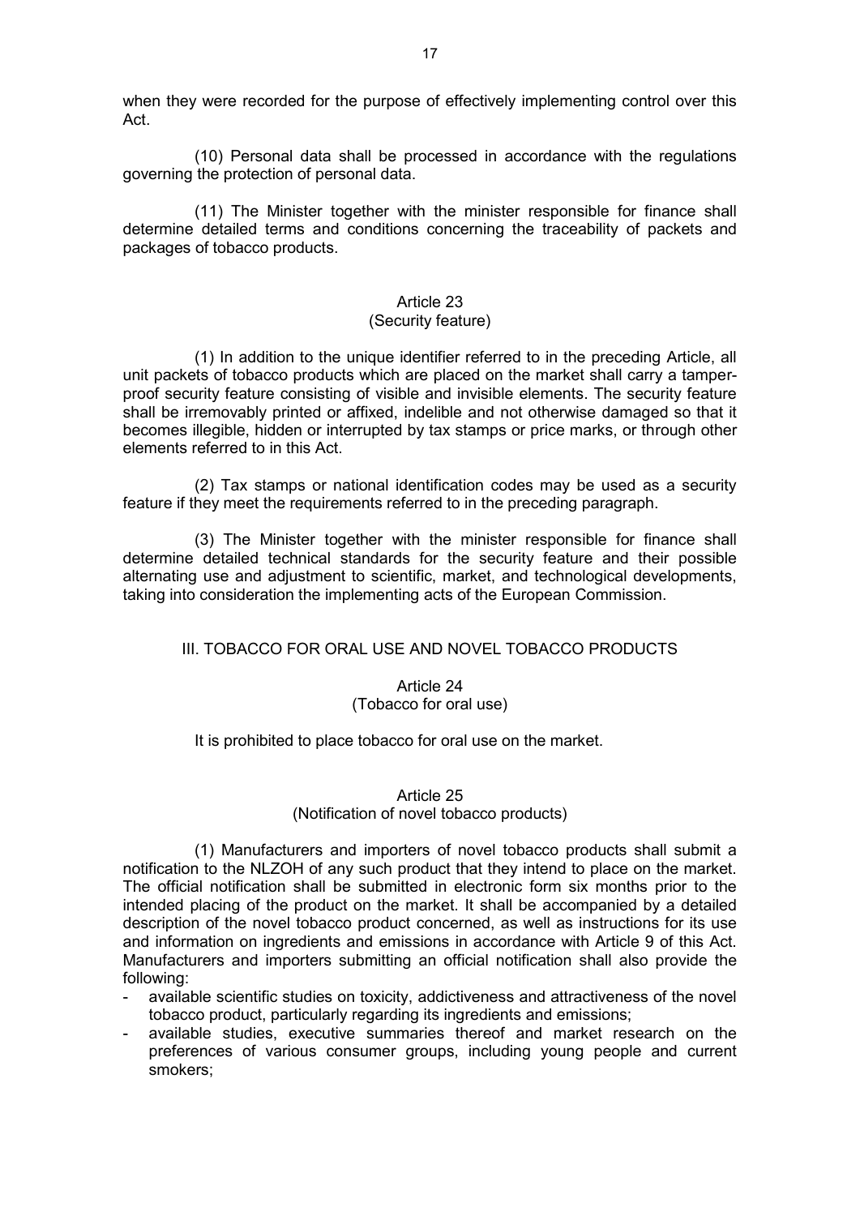when they were recorded for the purpose of effectively implementing control over this Act.

(10) Personal data shall be processed in accordance with the regulations governing the protection of personal data.

(11) The Minister together with the minister responsible for finance shall determine detailed terms and conditions concerning the traceability of packets and packages of tobacco products.

### Article 23
### (Security feature)

(1) In addition to the unique identifier referred to in the preceding Article, all unit packets of tobacco products which are placed on the market shall carry a tamper-proof security feature consisting of visible and invisible elements. The security feature shall be irremovably printed or affixed, indelible and not otherwise damaged so that it becomes illegible, hidden or interrupted by tax stamps or price marks, or through other elements referred to in this Act.

(2) Tax stamps or national identification codes may be used as a security feature if they meet the requirements referred to in the preceding paragraph.

(3) The Minister together with the minister responsible for finance shall determine detailed technical standards for the security feature and their possible alternating use and adjustment to scientific, market, and technological developments, taking into consideration the implementing acts of the European Commission.

## III. TOBACCO FOR ORAL USE AND NOVEL TOBACCO PRODUCTS

### Article 24
### (Tobacco for oral use)

It is prohibited to place tobacco for oral use on the market.

### Article 25
### (Notification of novel tobacco products)

(1) Manufacturers and importers of novel tobacco products shall submit a notification to the NLZOH of any such product that they intend to place on the market. The official notification shall be submitted in electronic form six months prior to the intended placing of the product on the market. It shall be accompanied by a detailed description of the novel tobacco product concerned, as well as instructions for its use and information on ingredients and emissions in accordance with Article 9 of this Act. Manufacturers and importers submitting an official notification shall also provide the following:

- available scientific studies on toxicity, addictiveness and attractiveness of the novel tobacco product, particularly regarding its ingredients and emissions;
- available studies, executive summaries thereof and market research on the preferences of various consumer groups, including young people and current smokers;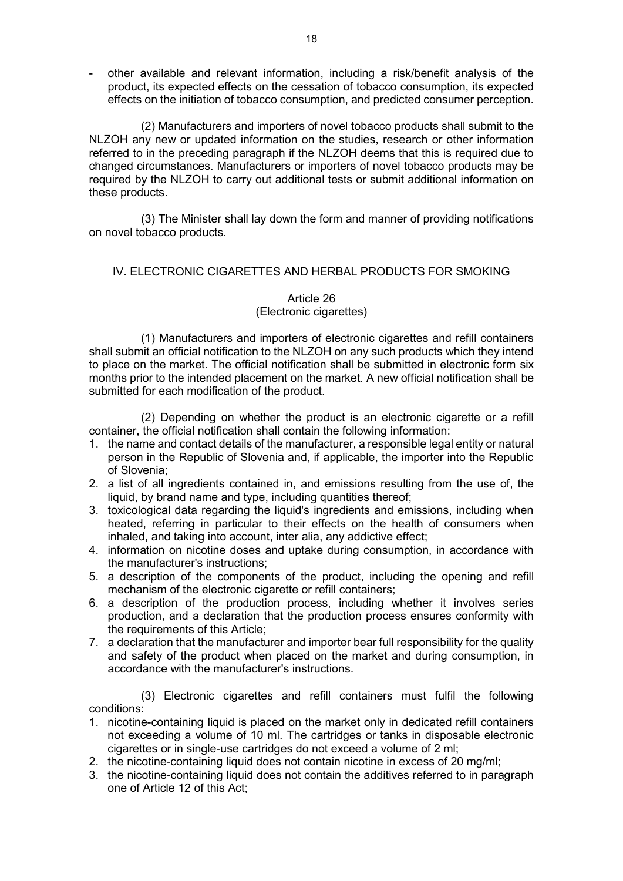- other available and relevant information, including a risk/benefit analysis of the product, its expected effects on the cessation of tobacco consumption, its expected effects on the initiation of tobacco consumption, and predicted consumer perception.

(2) Manufacturers and importers of novel tobacco products shall submit to the NLZOH any new or updated information on the studies, research or other information referred to in the preceding paragraph if the NLZOH deems that this is required due to changed circumstances. Manufacturers or importers of novel tobacco products may be required by the NLZOH to carry out additional tests or submit additional information on these products.

(3) The Minister shall lay down the form and manner of providing notifications on novel tobacco products.

## IV. ELECTRONIC CIGARETTES AND HERBAL PRODUCTS FOR SMOKING

### Article 26
### (Electronic cigarettes)

(1) Manufacturers and importers of electronic cigarettes and refill containers shall submit an official notification to the NLZOH on any such products which they intend to place on the market. The official notification shall be submitted in electronic form six months prior to the intended placement on the market. A new official notification shall be submitted for each modification of the product.

(2) Depending on whether the product is an electronic cigarette or a refill container, the official notification shall contain the following information:

1. the name and contact details of the manufacturer, a responsible legal entity or natural person in the Republic of Slovenia and, if applicable, the importer into the Republic of Slovenia;
2. a list of all ingredients contained in, and emissions resulting from the use of, the liquid, by brand name and type, including quantities thereof;
3. toxicological data regarding the liquid's ingredients and emissions, including when heated, referring in particular to their effects on the health of consumers when inhaled, and taking into account, inter alia, any addictive effect;
4. information on nicotine doses and uptake during consumption, in accordance with the manufacturer's instructions;
5. a description of the components of the product, including the opening and refill mechanism of the electronic cigarette or refill containers;
6. a description of the production process, including whether it involves series production, and a declaration that the production process ensures conformity with the requirements of this Article;
7. a declaration that the manufacturer and importer bear full responsibility for the quality and safety of the product when placed on the market and during consumption, in accordance with the manufacturer's instructions.

(3) Electronic cigarettes and refill containers must fulfil the following conditions:

1. nicotine-containing liquid is placed on the market only in dedicated refill containers not exceeding a volume of 10 ml. The cartridges or tanks in disposable electronic cigarettes or in single-use cartridges do not exceed a volume of 2 ml;
2. the nicotine-containing liquid does not contain nicotine in excess of 20 mg/ml;
3. the nicotine-containing liquid does not contain the additives referred to in paragraph one of Article 12 of this Act;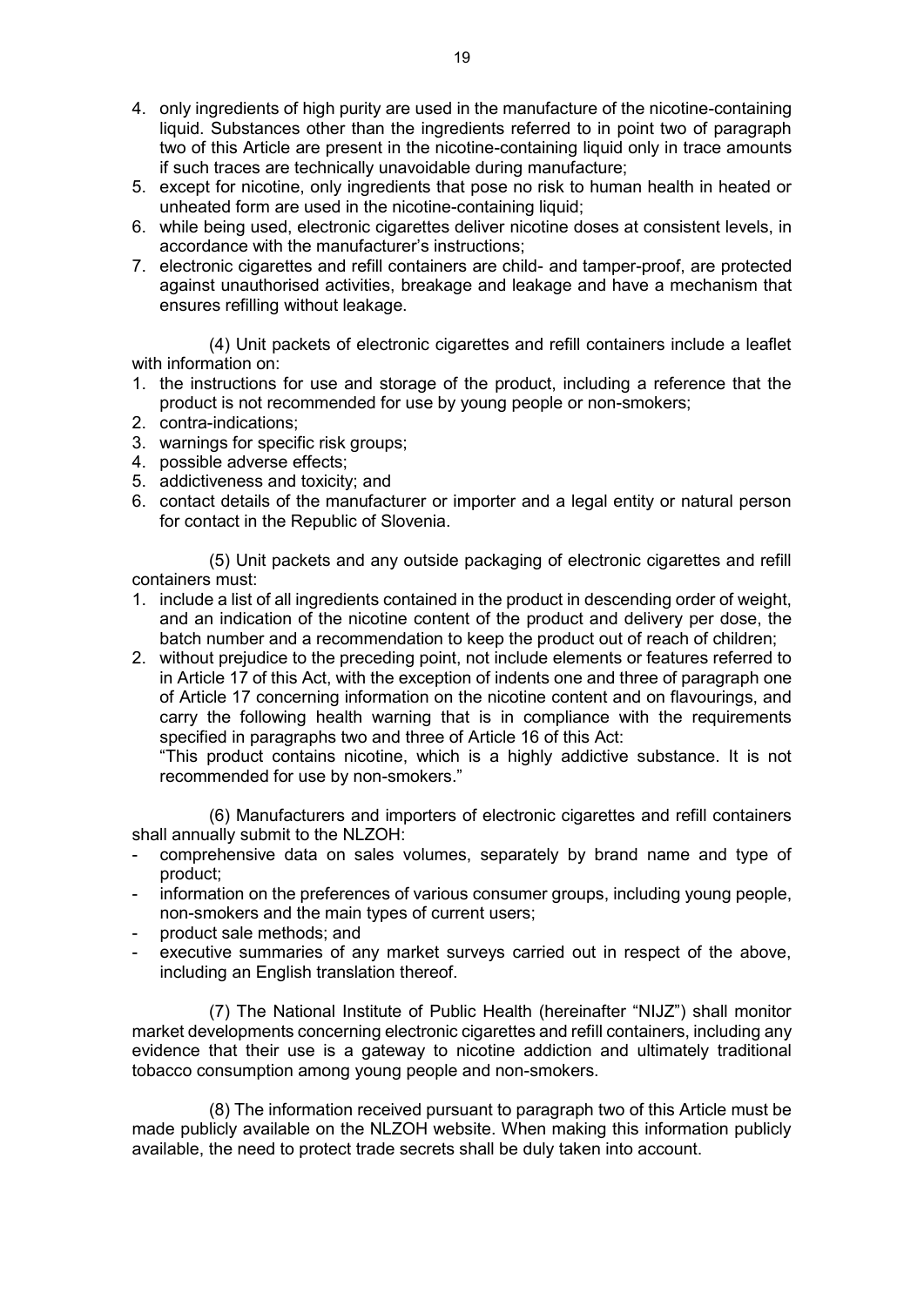4. only ingredients of high purity are used in the manufacture of the nicotine-containing liquid. Substances other than the ingredients referred to in point two of paragraph two of this Article are present in the nicotine-containing liquid only in trace amounts if such traces are technically unavoidable during manufacture;
5. except for nicotine, only ingredients that pose no risk to human health in heated or unheated form are used in the nicotine-containing liquid;
6. while being used, electronic cigarettes deliver nicotine doses at consistent levels, in accordance with the manufacturer's instructions;
7. electronic cigarettes and refill containers are child- and tamper-proof, are protected against unauthorised activities, breakage and leakage and have a mechanism that ensures refilling without leakage.

(4) Unit packets of electronic cigarettes and refill containers include a leaflet with information on:

1. the instructions for use and storage of the product, including a reference that the product is not recommended for use by young people or non-smokers;
2. contra-indications;
3. warnings for specific risk groups;
4. possible adverse effects;
5. addictiveness and toxicity; and
6. contact details of the manufacturer or importer and a legal entity or natural person for contact in the Republic of Slovenia.

(5) Unit packets and any outside packaging of electronic cigarettes and refill containers must:

1. include a list of all ingredients contained in the product in descending order of weight, and an indication of the nicotine content of the product and delivery per dose, the batch number and a recommendation to keep the product out of reach of children;
2. without prejudice to the preceding point, not include elements or features referred to in Article 17 of this Act, with the exception of indents one and three of paragraph one of Article 17 concerning information on the nicotine content and on flavourings, and carry the following health warning that is in compliance with the requirements specified in paragraphs two and three of Article 16 of this Act:
   "This product contains nicotine, which is a highly addictive substance. It is not recommended for use by non-smokers."

(6) Manufacturers and importers of electronic cigarettes and refill containers shall annually submit to the NLZOH:

- comprehensive data on sales volumes, separately by brand name and type of product;
- information on the preferences of various consumer groups, including young people, non-smokers and the main types of current users;
- product sale methods; and
- executive summaries of any market surveys carried out in respect of the above, including an English translation thereof.

(7) The National Institute of Public Health (hereinafter "NIJZ") shall monitor market developments concerning electronic cigarettes and refill containers, including any evidence that their use is a gateway to nicotine addiction and ultimately traditional tobacco consumption among young people and non-smokers.

(8) The information received pursuant to paragraph two of this Article must be made publicly available on the NLZOH website. When making this information publicly available, the need to protect trade secrets shall be duly taken into account.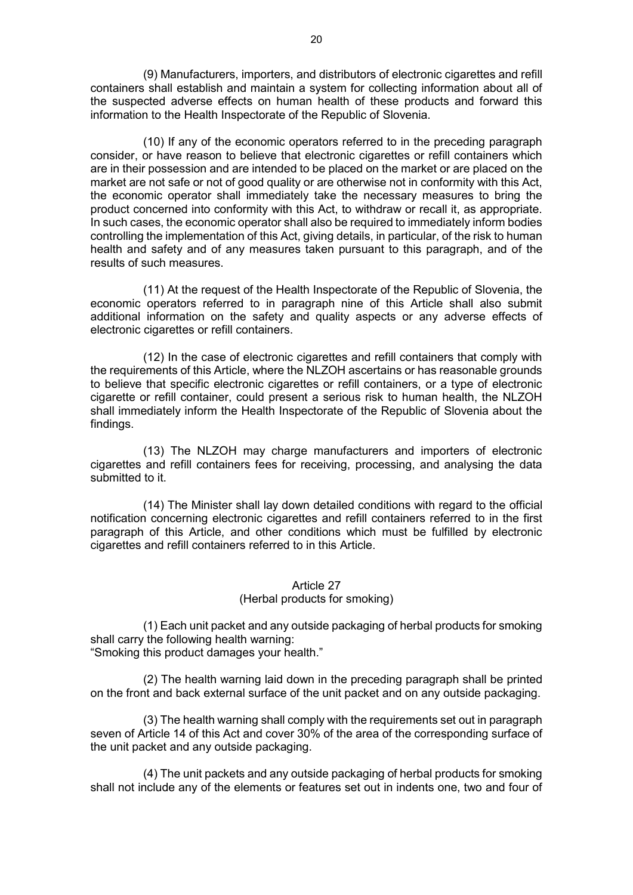(9) Manufacturers, importers, and distributors of electronic cigarettes and refill containers shall establish and maintain a system for collecting information about all of the suspected adverse effects on human health of these products and forward this information to the Health Inspectorate of the Republic of Slovenia.

(10) If any of the economic operators referred to in the preceding paragraph consider, or have reason to believe that electronic cigarettes or refill containers which are in their possession and are intended to be placed on the market or are placed on the market are not safe or not of good quality or are otherwise not in conformity with this Act, the economic operator shall immediately take the necessary measures to bring the product concerned into conformity with this Act, to withdraw or recall it, as appropriate. In such cases, the economic operator shall also be required to immediately inform bodies controlling the implementation of this Act, giving details, in particular, of the risk to human health and safety and of any measures taken pursuant to this paragraph, and of the results of such measures.

(11) At the request of the Health Inspectorate of the Republic of Slovenia, the economic operators referred to in paragraph nine of this Article shall also submit additional information on the safety and quality aspects or any adverse effects of electronic cigarettes or refill containers.

(12) In the case of electronic cigarettes and refill containers that comply with the requirements of this Article, where the NLZOH ascertains or has reasonable grounds to believe that specific electronic cigarettes or refill containers, or a type of electronic cigarette or refill container, could present a serious risk to human health, the NLZOH shall immediately inform the Health Inspectorate of the Republic of Slovenia about the findings.

(13) The NLZOH may charge manufacturers and importers of electronic cigarettes and refill containers fees for receiving, processing, and analysing the data submitted to it.

(14) The Minister shall lay down detailed conditions with regard to the official notification concerning electronic cigarettes and refill containers referred to in the first paragraph of this Article, and other conditions which must be fulfilled by electronic cigarettes and refill containers referred to in this Article.

### Article 27
### (Herbal products for smoking)

(1) Each unit packet and any outside packaging of herbal products for smoking shall carry the following health warning:
"Smoking this product damages your health."

(2) The health warning laid down in the preceding paragraph shall be printed on the front and back external surface of the unit packet and on any outside packaging.

(3) The health warning shall comply with the requirements set out in paragraph seven of Article 14 of this Act and cover 30% of the area of the corresponding surface of the unit packet and any outside packaging.

(4) The unit packets and any outside packaging of herbal products for smoking shall not include any of the elements or features set out in indents one, two and four of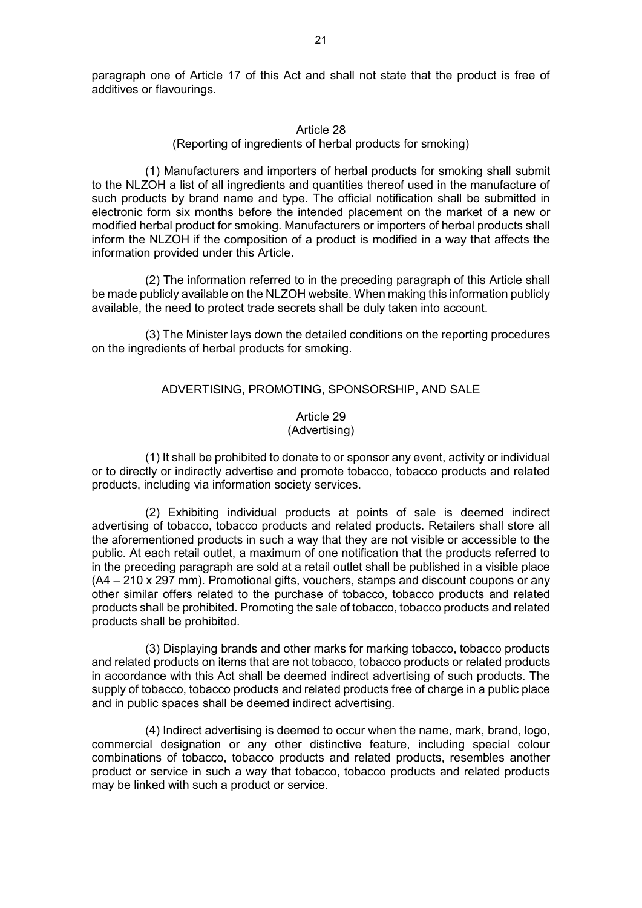paragraph one of Article 17 of this Act and shall not state that the product is free of additives or flavourings.

### Article 28
(Reporting of ingredients of herbal products for smoking)

(1) Manufacturers and importers of herbal products for smoking shall submit to the NLZOH a list of all ingredients and quantities thereof used in the manufacture of such products by brand name and type. The official notification shall be submitted in electronic form six months before the intended placement on the market of a new or modified herbal product for smoking. Manufacturers or importers of herbal products shall inform the NLZOH if the composition of a product is modified in a way that affects the information provided under this Article.

(2) The information referred to in the preceding paragraph of this Article shall be made publicly available on the NLZOH website. When making this information publicly available, the need to protect trade secrets shall be duly taken into account.

(3) The Minister lays down the detailed conditions on the reporting procedures on the ingredients of herbal products for smoking.

## ADVERTISING, PROMOTING, SPONSORSHIP, AND SALE

### Article 29
(Advertising)

(1) It shall be prohibited to donate to or sponsor any event, activity or individual or to directly or indirectly advertise and promote tobacco, tobacco products and related products, including via information society services.

(2) Exhibiting individual products at points of sale is deemed indirect advertising of tobacco, tobacco products and related products. Retailers shall store all the aforementioned products in such a way that they are not visible or accessible to the public. At each retail outlet, a maximum of one notification that the products referred to in the preceding paragraph are sold at a retail outlet shall be published in a visible place (A4 – 210 x 297 mm). Promotional gifts, vouchers, stamps and discount coupons or any other similar offers related to the purchase of tobacco, tobacco products and related products shall be prohibited. Promoting the sale of tobacco, tobacco products and related products shall be prohibited.

(3) Displaying brands and other marks for marking tobacco, tobacco products and related products on items that are not tobacco, tobacco products or related products in accordance with this Act shall be deemed indirect advertising of such products. The supply of tobacco, tobacco products and related products free of charge in a public place and in public spaces shall be deemed indirect advertising.

(4) Indirect advertising is deemed to occur when the name, mark, brand, logo, commercial designation or any other distinctive feature, including special colour combinations of tobacco, tobacco products and related products, resembles another product or service in such a way that tobacco, tobacco products and related products may be linked with such a product or service.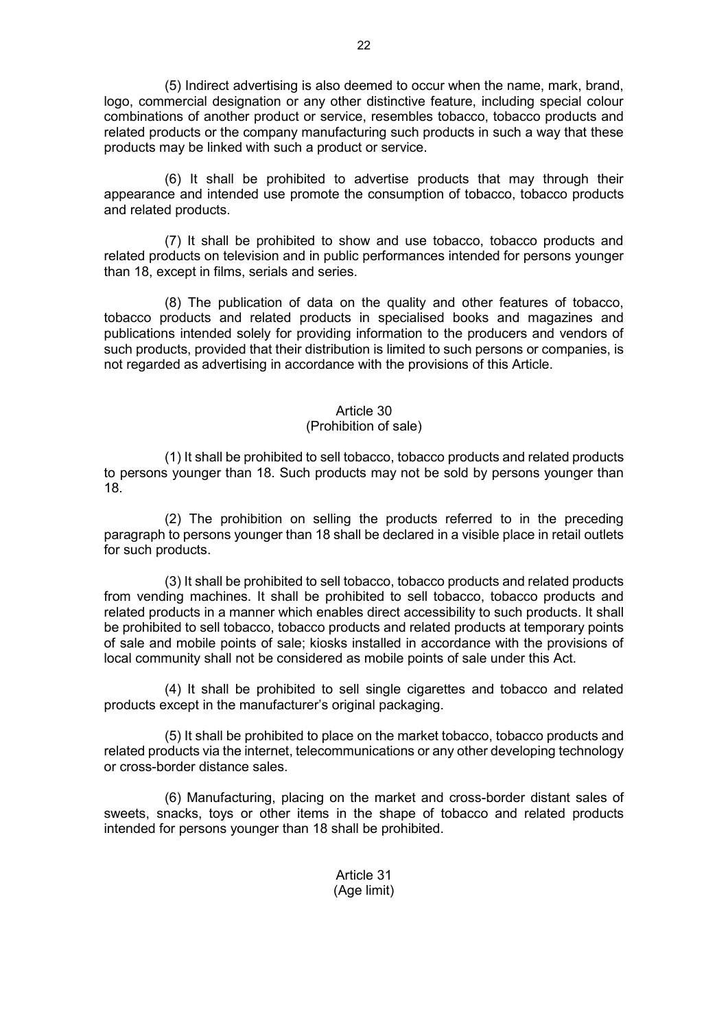(5) Indirect advertising is also deemed to occur when the name, mark, brand, logo, commercial designation or any other distinctive feature, including special colour combinations of another product or service, resembles tobacco, tobacco products and related products or the company manufacturing such products in such a way that these products may be linked with such a product or service.

(6) It shall be prohibited to advertise products that may through their appearance and intended use promote the consumption of tobacco, tobacco products and related products.

(7) It shall be prohibited to show and use tobacco, tobacco products and related products on television and in public performances intended for persons younger than 18, except in films, serials and series.

(8) The publication of data on the quality and other features of tobacco, tobacco products and related products in specialised books and magazines and publications intended solely for providing information to the producers and vendors of such products, provided that their distribution is limited to such persons or companies, is not regarded as advertising in accordance with the provisions of this Article.

Article 30
(Prohibition of sale)

(1) It shall be prohibited to sell tobacco, tobacco products and related products to persons younger than 18. Such products may not be sold by persons younger than 18.

(2) The prohibition on selling the products referred to in the preceding paragraph to persons younger than 18 shall be declared in a visible place in retail outlets for such products.

(3) It shall be prohibited to sell tobacco, tobacco products and related products from vending machines. It shall be prohibited to sell tobacco, tobacco products and related products in a manner which enables direct accessibility to such products. It shall be prohibited to sell tobacco, tobacco products and related products at temporary points of sale and mobile points of sale; kiosks installed in accordance with the provisions of local community shall not be considered as mobile points of sale under this Act.

(4) It shall be prohibited to sell single cigarettes and tobacco and related products except in the manufacturer's original packaging.

(5) It shall be prohibited to place on the market tobacco, tobacco products and related products via the internet, telecommunications or any other developing technology or cross-border distance sales.

(6) Manufacturing, placing on the market and cross-border distant sales of sweets, snacks, toys or other items in the shape of tobacco and related products intended for persons younger than 18 shall be prohibited.

Article 31
(Age limit)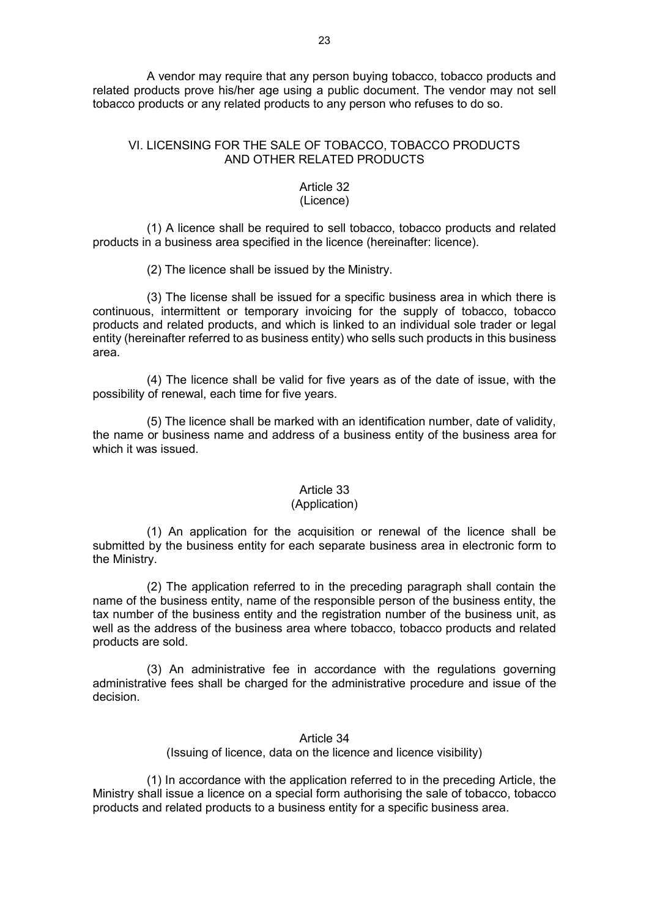A vendor may require that any person buying tobacco, tobacco products and related products prove his/her age using a public document. The vendor may not sell tobacco products or any related products to any person who refuses to do so.

## VI. LICENSING FOR THE SALE OF TOBACCO, TOBACCO PRODUCTS AND OTHER RELATED PRODUCTS

### Article 32
(Licence)

(1) A licence shall be required to sell tobacco, tobacco products and related products in a business area specified in the licence (hereinafter: licence).

(2) The licence shall be issued by the Ministry.

(3) The license shall be issued for a specific business area in which there is continuous, intermittent or temporary invoicing for the supply of tobacco, tobacco products and related products, and which is linked to an individual sole trader or legal entity (hereinafter referred to as business entity) who sells such products in this business area.

(4) The licence shall be valid for five years as of the date of issue, with the possibility of renewal, each time for five years.

(5) The licence shall be marked with an identification number, date of validity, the name or business name and address of a business entity of the business area for which it was issued.

### Article 33
(Application)

(1) An application for the acquisition or renewal of the licence shall be submitted by the business entity for each separate business area in electronic form to the Ministry.

(2) The application referred to in the preceding paragraph shall contain the name of the business entity, name of the responsible person of the business entity, the tax number of the business entity and the registration number of the business unit, as well as the address of the business area where tobacco, tobacco products and related products are sold.

(3) An administrative fee in accordance with the regulations governing administrative fees shall be charged for the administrative procedure and issue of the decision.

### Article 34
(Issuing of licence, data on the licence and licence visibility)

(1) In accordance with the application referred to in the preceding Article, the Ministry shall issue a licence on a special form authorising the sale of tobacco, tobacco products and related products to a business entity for a specific business area.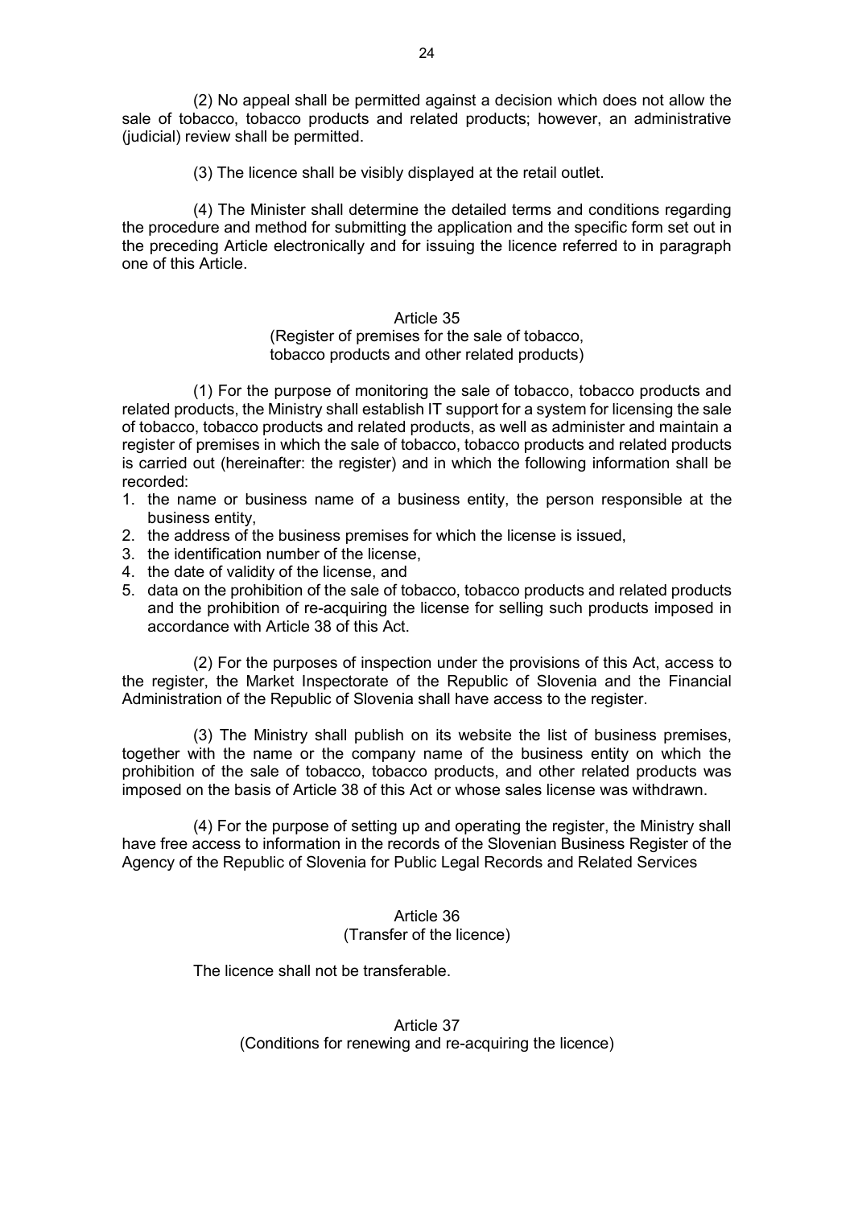(2) No appeal shall be permitted against a decision which does not allow the sale of tobacco, tobacco products and related products; however, an administrative (judicial) review shall be permitted.

(3) The licence shall be visibly displayed at the retail outlet.

(4) The Minister shall determine the detailed terms and conditions regarding the procedure and method for submitting the application and the specific form set out in the preceding Article electronically and for issuing the licence referred to in paragraph one of this Article.

### Article 35
(Register of premises for the sale of tobacco, tobacco products and other related products)

(1) For the purpose of monitoring the sale of tobacco, tobacco products and related products, the Ministry shall establish IT support for a system for licensing the sale of tobacco, tobacco products and related products, as well as administer and maintain a register of premises in which the sale of tobacco, tobacco products and related products is carried out (hereinafter: the register) and in which the following information shall be recorded:

1. the name or business name of a business entity, the person responsible at the business entity,
2. the address of the business premises for which the license is issued,
3. the identification number of the license,
4. the date of validity of the license, and
5. data on the prohibition of the sale of tobacco, tobacco products and related products and the prohibition of re-acquiring the license for selling such products imposed in accordance with Article 38 of this Act.

(2) For the purposes of inspection under the provisions of this Act, access to the register, the Market Inspectorate of the Republic of Slovenia and the Financial Administration of the Republic of Slovenia shall have access to the register.

(3) The Ministry shall publish on its website the list of business premises, together with the name or the company name of the business entity on which the prohibition of the sale of tobacco, tobacco products, and other related products was imposed on the basis of Article 38 of this Act or whose sales license was withdrawn.

(4) For the purpose of setting up and operating the register, the Ministry shall have free access to information in the records of the Slovenian Business Register of the Agency of the Republic of Slovenia for Public Legal Records and Related Services

### Article 36
(Transfer of the licence)

The licence shall not be transferable.

### Article 37
(Conditions for renewing and re-acquiring the licence)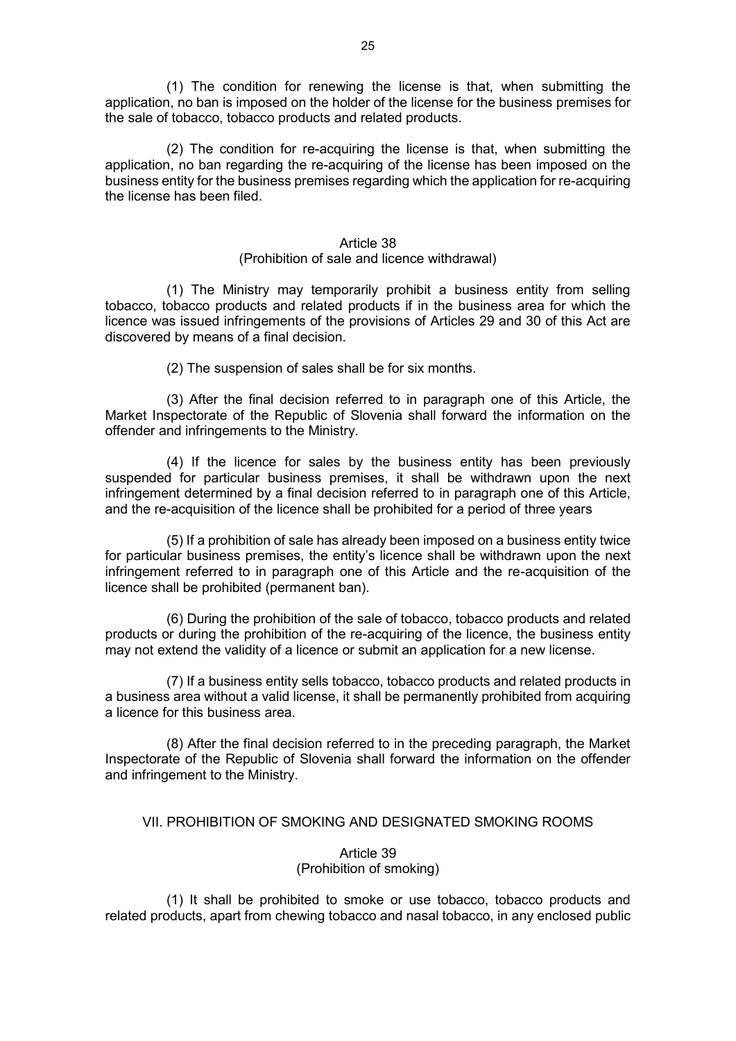(1) The condition for renewing the license is that, when submitting the application, no ban is imposed on the holder of the license for the business premises for the sale of tobacco, tobacco products and related products.

(2) The condition for re-acquiring the license is that, when submitting the application, no ban regarding the re-acquiring of the license has been imposed on the business entity for the business premises regarding which the application for re-acquiring the license has been filed.

### Article 38
### (Prohibition of sale and licence withdrawal)

(1) The Ministry may temporarily prohibit a business entity from selling tobacco, tobacco products and related products if in the business area for which the licence was issued infringements of the provisions of Articles 29 and 30 of this Act are discovered by means of a final decision.

(2) The suspension of sales shall be for six months.

(3) After the final decision referred to in paragraph one of this Article, the Market Inspectorate of the Republic of Slovenia shall forward the information on the offender and infringements to the Ministry.

(4) If the licence for sales by the business entity has been previously suspended for particular business premises, it shall be withdrawn upon the next infringement determined by a final decision referred to in paragraph one of this Article, and the re-acquisition of the licence shall be prohibited for a period of three years

(5) If a prohibition of sale has already been imposed on a business entity twice for particular business premises, the entity's licence shall be withdrawn upon the next infringement referred to in paragraph one of this Article and the re-acquisition of the licence shall be prohibited (permanent ban).

(6) During the prohibition of the sale of tobacco, tobacco products and related products or during the prohibition of the re-acquiring of the licence, the business entity may not extend the validity of a licence or submit an application for a new license.

(7) If a business entity sells tobacco, tobacco products and related products in a business area without a valid license, it shall be permanently prohibited from acquiring a licence for this business area.

(8) After the final decision referred to in the preceding paragraph, the Market Inspectorate of the Republic of Slovenia shall forward the information on the offender and infringement to the Ministry.

## VII. PROHIBITION OF SMOKING AND DESIGNATED SMOKING ROOMS

### Article 39
### (Prohibition of smoking)

(1) It shall be prohibited to smoke or use tobacco, tobacco products and related products, apart from chewing tobacco and nasal tobacco, in any enclosed public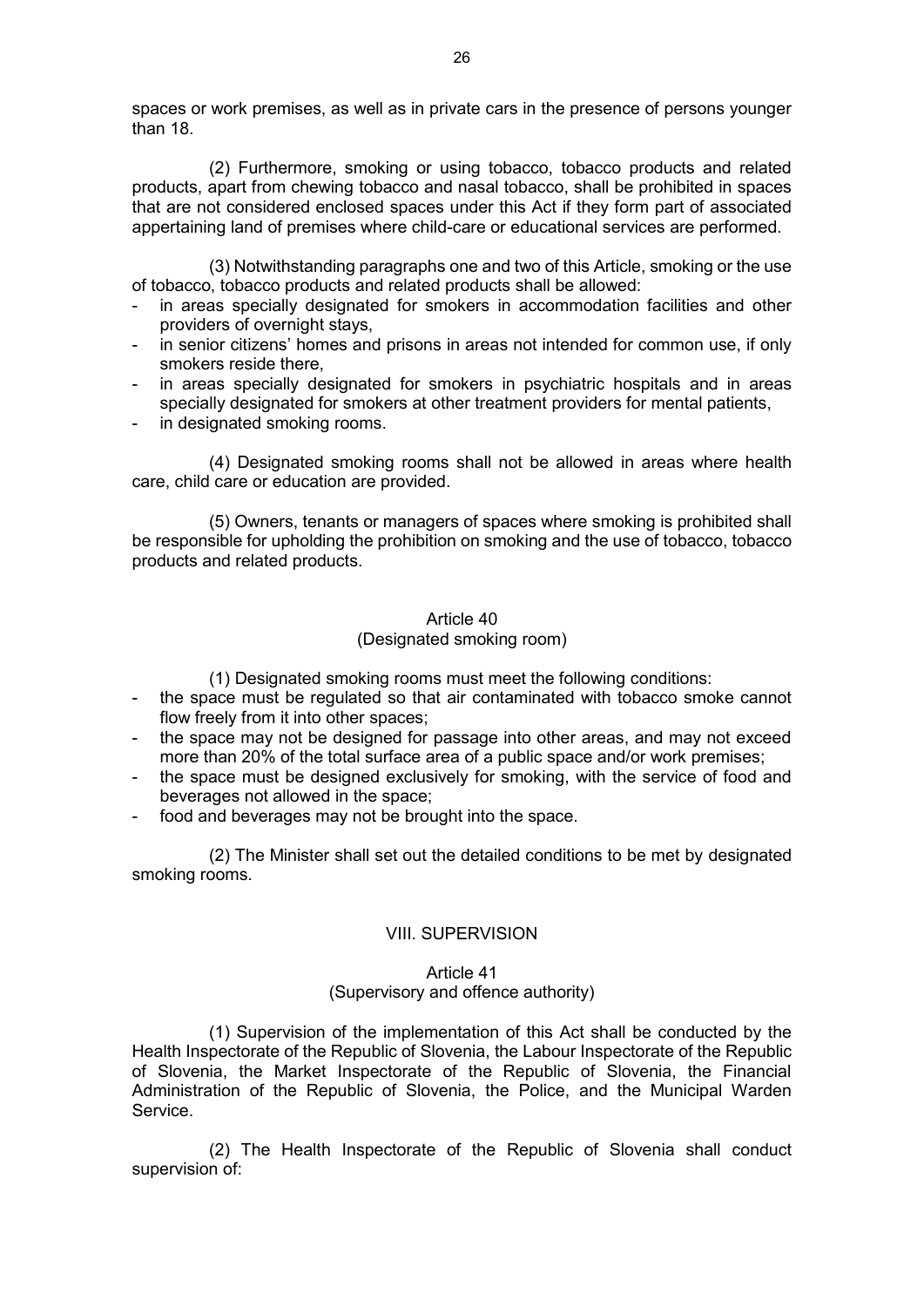spaces or work premises, as well as in private cars in the presence of persons younger than 18.

(2) Furthermore, smoking or using tobacco, tobacco products and related products, apart from chewing tobacco and nasal tobacco, shall be prohibited in spaces that are not considered enclosed spaces under this Act if they form part of associated appertaining land of premises where child-care or educational services are performed.

(3) Notwithstanding paragraphs one and two of this Article, smoking or the use of tobacco, tobacco products and related products shall be allowed:

- in areas specially designated for smokers in accommodation facilities and other providers of overnight stays,
- in senior citizens' homes and prisons in areas not intended for common use, if only smokers reside there,
- in areas specially designated for smokers in psychiatric hospitals and in areas specially designated for smokers at other treatment providers for mental patients,
- in designated smoking rooms.

(4) Designated smoking rooms shall not be allowed in areas where health care, child care or education are provided.

(5) Owners, tenants or managers of spaces where smoking is prohibited shall be responsible for upholding the prohibition on smoking and the use of tobacco, tobacco products and related products.

### Article 40
### (Designated smoking room)

(1) Designated smoking rooms must meet the following conditions:

- the space must be regulated so that air contaminated with tobacco smoke cannot flow freely from it into other spaces;
- the space may not be designed for passage into other areas, and may not exceed more than 20% of the total surface area of a public space and/or work premises;
- the space must be designed exclusively for smoking, with the service of food and beverages not allowed in the space;
- food and beverages may not be brought into the space.

(2) The Minister shall set out the detailed conditions to be met by designated smoking rooms.

## VIII. SUPERVISION

### Article 41
### (Supervisory and offence authority)

(1) Supervision of the implementation of this Act shall be conducted by the Health Inspectorate of the Republic of Slovenia, the Labour Inspectorate of the Republic of Slovenia, the Market Inspectorate of the Republic of Slovenia, the Financial Administration of the Republic of Slovenia, the Police, and the Municipal Warden Service.

(2) The Health Inspectorate of the Republic of Slovenia shall conduct supervision of: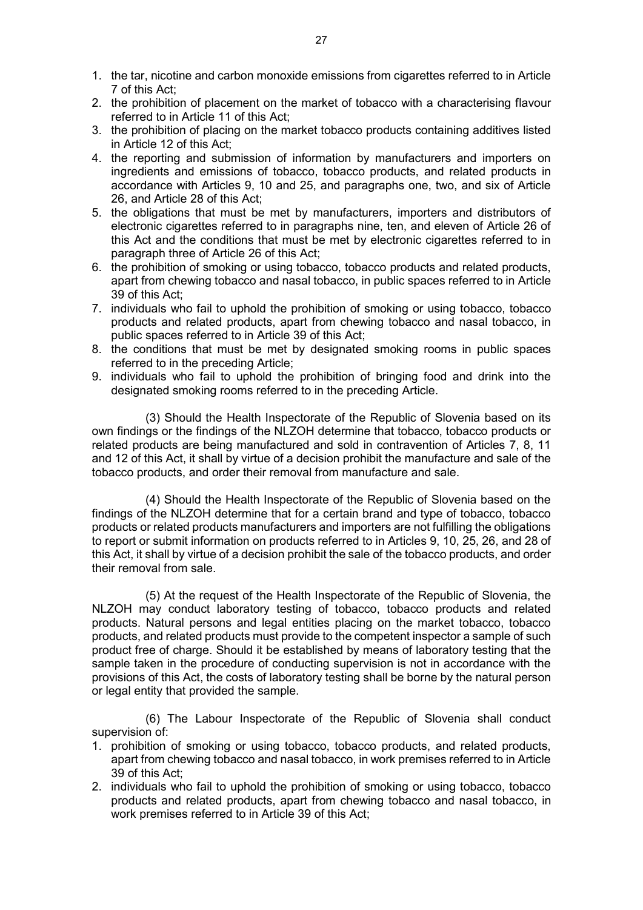1. the tar, nicotine and carbon monoxide emissions from cigarettes referred to in Article 7 of this Act;
2. the prohibition of placement on the market of tobacco with a characterising flavour referred to in Article 11 of this Act;
3. the prohibition of placing on the market tobacco products containing additives listed in Article 12 of this Act;
4. the reporting and submission of information by manufacturers and importers on ingredients and emissions of tobacco, tobacco products, and related products in accordance with Articles 9, 10 and 25, and paragraphs one, two, and six of Article 26, and Article 28 of this Act;
5. the obligations that must be met by manufacturers, importers and distributors of electronic cigarettes referred to in paragraphs nine, ten, and eleven of Article 26 of this Act and the conditions that must be met by electronic cigarettes referred to in paragraph three of Article 26 of this Act;
6. the prohibition of smoking or using tobacco, tobacco products and related products, apart from chewing tobacco and nasal tobacco, in public spaces referred to in Article 39 of this Act;
7. individuals who fail to uphold the prohibition of smoking or using tobacco, tobacco products and related products, apart from chewing tobacco and nasal tobacco, in public spaces referred to in Article 39 of this Act;
8. the conditions that must be met by designated smoking rooms in public spaces referred to in the preceding Article;
9. individuals who fail to uphold the prohibition of bringing food and drink into the designated smoking rooms referred to in the preceding Article.

(3) Should the Health Inspectorate of the Republic of Slovenia based on its own findings or the findings of the NLZOH determine that tobacco, tobacco products or related products are being manufactured and sold in contravention of Articles 7, 8, 11 and 12 of this Act, it shall by virtue of a decision prohibit the manufacture and sale of the tobacco products, and order their removal from manufacture and sale.

(4) Should the Health Inspectorate of the Republic of Slovenia based on the findings of the NLZOH determine that for a certain brand and type of tobacco, tobacco products or related products manufacturers and importers are not fulfilling the obligations to report or submit information on products referred to in Articles 9, 10, 25, 26, and 28 of this Act, it shall by virtue of a decision prohibit the sale of the tobacco products, and order their removal from sale.

(5) At the request of the Health Inspectorate of the Republic of Slovenia, the NLZOH may conduct laboratory testing of tobacco, tobacco products and related products. Natural persons and legal entities placing on the market tobacco, tobacco products, and related products must provide to the competent inspector a sample of such product free of charge. Should it be established by means of laboratory testing that the sample taken in the procedure of conducting supervision is not in accordance with the provisions of this Act, the costs of laboratory testing shall be borne by the natural person or legal entity that provided the sample.

(6) The Labour Inspectorate of the Republic of Slovenia shall conduct supervision of:

1. prohibition of smoking or using tobacco, tobacco products, and related products, apart from chewing tobacco and nasal tobacco, in work premises referred to in Article 39 of this Act;
2. individuals who fail to uphold the prohibition of smoking or using tobacco, tobacco products and related products, apart from chewing tobacco and nasal tobacco, in work premises referred to in Article 39 of this Act;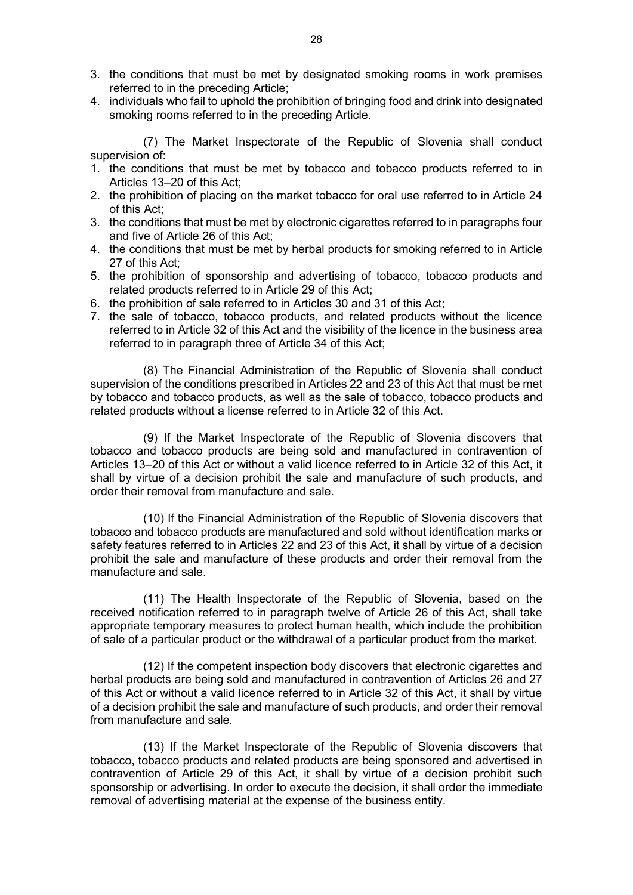3. the conditions that must be met by designated smoking rooms in work premises referred to in the preceding Article;
4. individuals who fail to uphold the prohibition of bringing food and drink into designated smoking rooms referred to in the preceding Article.

(7) The Market Inspectorate of the Republic of Slovenia shall conduct supervision of:

1. the conditions that must be met by tobacco and tobacco products referred to in Articles 13–20 of this Act;
2. the prohibition of placing on the market tobacco for oral use referred to in Article 24 of this Act;
3. the conditions that must be met by electronic cigarettes referred to in paragraphs four and five of Article 26 of this Act;
4. the conditions that must be met by herbal products for smoking referred to in Article 27 of this Act;
5. the prohibition of sponsorship and advertising of tobacco, tobacco products and related products referred to in Article 29 of this Act;
6. the prohibition of sale referred to in Articles 30 and 31 of this Act;
7. the sale of tobacco, tobacco products, and related products without the licence referred to in Article 32 of this Act and the visibility of the licence in the business area referred to in paragraph three of Article 34 of this Act;

(8) The Financial Administration of the Republic of Slovenia shall conduct supervision of the conditions prescribed in Articles 22 and 23 of this Act that must be met by tobacco and tobacco products, as well as the sale of tobacco, tobacco products and related products without a license referred to in Article 32 of this Act.

(9) If the Market Inspectorate of the Republic of Slovenia discovers that tobacco and tobacco products are being sold and manufactured in contravention of Articles 13–20 of this Act or without a valid licence referred to in Article 32 of this Act, it shall by virtue of a decision prohibit the sale and manufacture of such products, and order their removal from manufacture and sale.

(10) If the Financial Administration of the Republic of Slovenia discovers that tobacco and tobacco products are manufactured and sold without identification marks or safety features referred to in Articles 22 and 23 of this Act, it shall by virtue of a decision prohibit the sale and manufacture of these products and order their removal from the manufacture and sale.

(11) The Health Inspectorate of the Republic of Slovenia, based on the received notification referred to in paragraph twelve of Article 26 of this Act, shall take appropriate temporary measures to protect human health, which include the prohibition of sale of a particular product or the withdrawal of a particular product from the market.

(12) If the competent inspection body discovers that electronic cigarettes and herbal products are being sold and manufactured in contravention of Articles 26 and 27 of this Act or without a valid licence referred to in Article 32 of this Act, it shall by virtue of a decision prohibit the sale and manufacture of such products, and order their removal from manufacture and sale.

(13) If the Market Inspectorate of the Republic of Slovenia discovers that tobacco, tobacco products and related products are being sponsored and advertised in contravention of Article 29 of this Act, it shall by virtue of a decision prohibit such sponsorship or advertising. In order to execute the decision, it shall order the immediate removal of advertising material at the expense of the business entity.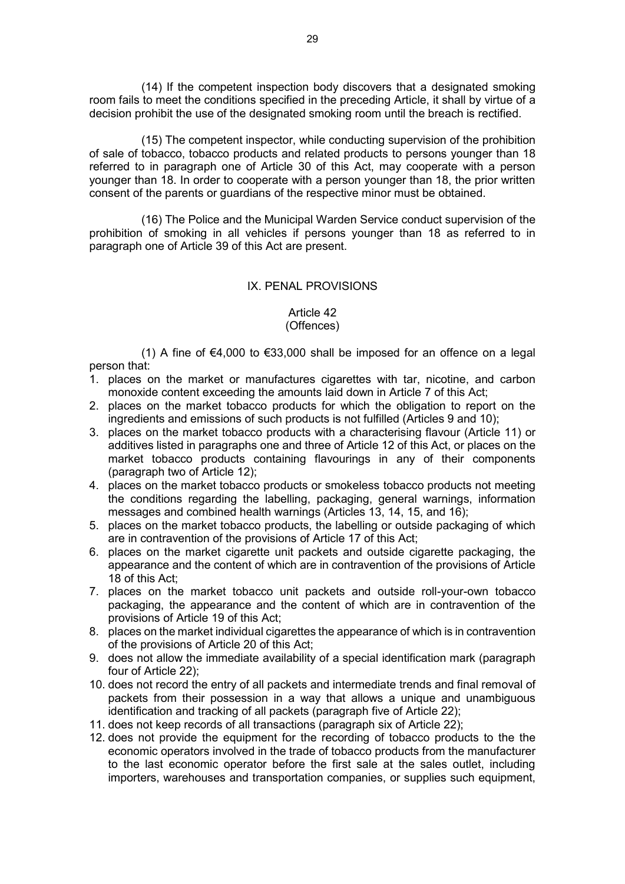(14) If the competent inspection body discovers that a designated smoking room fails to meet the conditions specified in the preceding Article, it shall by virtue of a decision prohibit the use of the designated smoking room until the breach is rectified.

(15) The competent inspector, while conducting supervision of the prohibition of sale of tobacco, tobacco products and related products to persons younger than 18 referred to in paragraph one of Article 30 of this Act, may cooperate with a person younger than 18. In order to cooperate with a person younger than 18, the prior written consent of the parents or guardians of the respective minor must be obtained.

(16) The Police and the Municipal Warden Service conduct supervision of the prohibition of smoking in all vehicles if persons younger than 18 as referred to in paragraph one of Article 39 of this Act are present.

## IX. PENAL PROVISIONS

### Article 42
### (Offences)

(1) A fine of €4,000 to €33,000 shall be imposed for an offence on a legal person that:

1. places on the market or manufactures cigarettes with tar, nicotine, and carbon monoxide content exceeding the amounts laid down in Article 7 of this Act;
2. places on the market tobacco products for which the obligation to report on the ingredients and emissions of such products is not fulfilled (Articles 9 and 10);
3. places on the market tobacco products with a characterising flavour (Article 11) or additives listed in paragraphs one and three of Article 12 of this Act, or places on the market tobacco products containing flavourings in any of their components (paragraph two of Article 12);
4. places on the market tobacco products or smokeless tobacco products not meeting the conditions regarding the labelling, packaging, general warnings, information messages and combined health warnings (Articles 13, 14, 15, and 16);
5. places on the market tobacco products, the labelling or outside packaging of which are in contravention of the provisions of Article 17 of this Act;
6. places on the market cigarette unit packets and outside cigarette packaging, the appearance and the content of which are in contravention of the provisions of Article 18 of this Act;
7. places on the market tobacco unit packets and outside roll-your-own tobacco packaging, the appearance and the content of which are in contravention of the provisions of Article 19 of this Act;
8. places on the market individual cigarettes the appearance of which is in contravention of the provisions of Article 20 of this Act;
9. does not allow the immediate availability of a special identification mark (paragraph four of Article 22);
10. does not record the entry of all packets and intermediate trends and final removal of packets from their possession in a way that allows a unique and unambiguous identification and tracking of all packets (paragraph five of Article 22);
11. does not keep records of all transactions (paragraph six of Article 22);
12. does not provide the equipment for the recording of tobacco products to the the economic operators involved in the trade of tobacco products from the manufacturer to the last economic operator before the first sale at the sales outlet, including importers, warehouses and transportation companies, or supplies such equipment,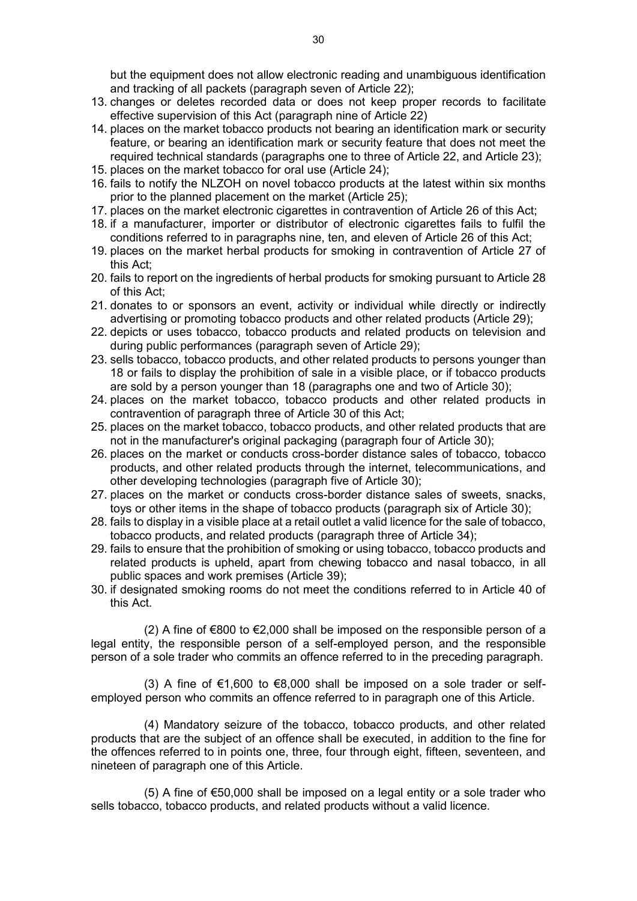but the equipment does not allow electronic reading and unambiguous identification and tracking of all packets (paragraph seven of Article 22);

13. changes or deletes recorded data or does not keep proper records to facilitate effective supervision of this Act (paragraph nine of Article 22)
14. places on the market tobacco products not bearing an identification mark or security feature, or bearing an identification mark or security feature that does not meet the required technical standards (paragraphs one to three of Article 22, and Article 23);
15. places on the market tobacco for oral use (Article 24);
16. fails to notify the NLZOH on novel tobacco products at the latest within six months prior to the planned placement on the market (Article 25);
17. places on the market electronic cigarettes in contravention of Article 26 of this Act;
18. if a manufacturer, importer or distributor of electronic cigarettes fails to fulfil the conditions referred to in paragraphs nine, ten, and eleven of Article 26 of this Act;
19. places on the market herbal products for smoking in contravention of Article 27 of this Act;
20. fails to report on the ingredients of herbal products for smoking pursuant to Article 28 of this Act;
21. donates to or sponsors an event, activity or individual while directly or indirectly advertising or promoting tobacco products and other related products (Article 29);
22. depicts or uses tobacco, tobacco products and related products on television and during public performances (paragraph seven of Article 29);
23. sells tobacco, tobacco products, and other related products to persons younger than 18 or fails to display the prohibition of sale in a visible place, or if tobacco products are sold by a person younger than 18 (paragraphs one and two of Article 30);
24. places on the market tobacco, tobacco products and other related products in contravention of paragraph three of Article 30 of this Act;
25. places on the market tobacco, tobacco products, and other related products that are not in the manufacturer's original packaging (paragraph four of Article 30);
26. places on the market or conducts cross-border distance sales of tobacco, tobacco products, and other related products through the internet, telecommunications, and other developing technologies (paragraph five of Article 30);
27. places on the market or conducts cross-border distance sales of sweets, snacks, toys or other items in the shape of tobacco products (paragraph six of Article 30);
28. fails to display in a visible place at a retail outlet a valid licence for the sale of tobacco, tobacco products, and related products (paragraph three of Article 34);
29. fails to ensure that the prohibition of smoking or using tobacco, tobacco products and related products is upheld, apart from chewing tobacco and nasal tobacco, in all public spaces and work premises (Article 39);
30. if designated smoking rooms do not meet the conditions referred to in Article 40 of this Act.

(2) A fine of €800 to €2,000 shall be imposed on the responsible person of a legal entity, the responsible person of a self-employed person, and the responsible person of a sole trader who commits an offence referred to in the preceding paragraph.

(3) A fine of €1,600 to €8,000 shall be imposed on a sole trader or self-employed person who commits an offence referred to in paragraph one of this Article.

(4) Mandatory seizure of the tobacco, tobacco products, and other related products that are the subject of an offence shall be executed, in addition to the fine for the offences referred to in points one, three, four through eight, fifteen, seventeen, and nineteen of paragraph one of this Article.

(5) A fine of €50,000 shall be imposed on a legal entity or a sole trader who sells tobacco, tobacco products, and related products without a valid licence.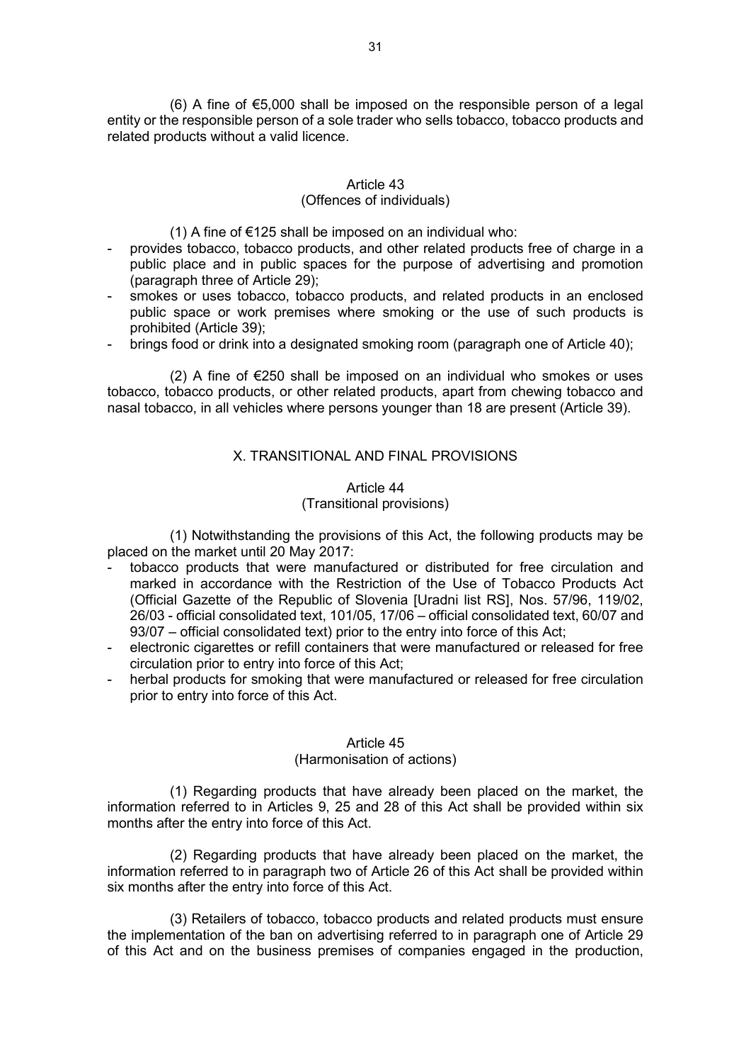(6) A fine of €5,000 shall be imposed on the responsible person of a legal entity or the responsible person of a sole trader who sells tobacco, tobacco products and related products without a valid licence.

### Article 43
### (Offences of individuals)

(1) A fine of €125 shall be imposed on an individual who:

- provides tobacco, tobacco products, and other related products free of charge in a public place and in public spaces for the purpose of advertising and promotion (paragraph three of Article 29);
- smokes or uses tobacco, tobacco products, and related products in an enclosed public space or work premises where smoking or the use of such products is prohibited (Article 39);
- brings food or drink into a designated smoking room (paragraph one of Article 40);

(2) A fine of €250 shall be imposed on an individual who smokes or uses tobacco, tobacco products, or other related products, apart from chewing tobacco and nasal tobacco, in all vehicles where persons younger than 18 are present (Article 39).

## X. TRANSITIONAL AND FINAL PROVISIONS

### Article 44
### (Transitional provisions)

(1) Notwithstanding the provisions of this Act, the following products may be placed on the market until 20 May 2017:

- tobacco products that were manufactured or distributed for free circulation and marked in accordance with the Restriction of the Use of Tobacco Products Act (Official Gazette of the Republic of Slovenia [Uradni list RS], Nos. 57/96, 119/02, 26/03 - official consolidated text, 101/05, 17/06 – official consolidated text, 60/07 and 93/07 – official consolidated text) prior to the entry into force of this Act;
- electronic cigarettes or refill containers that were manufactured or released for free circulation prior to entry into force of this Act;
- herbal products for smoking that were manufactured or released for free circulation prior to entry into force of this Act.

### Article 45
### (Harmonisation of actions)

(1) Regarding products that have already been placed on the market, the information referred to in Articles 9, 25 and 28 of this Act shall be provided within six months after the entry into force of this Act.

(2) Regarding products that have already been placed on the market, the information referred to in paragraph two of Article 26 of this Act shall be provided within six months after the entry into force of this Act.

(3) Retailers of tobacco, tobacco products and related products must ensure the implementation of the ban on advertising referred to in paragraph one of Article 29 of this Act and on the business premises of companies engaged in the production,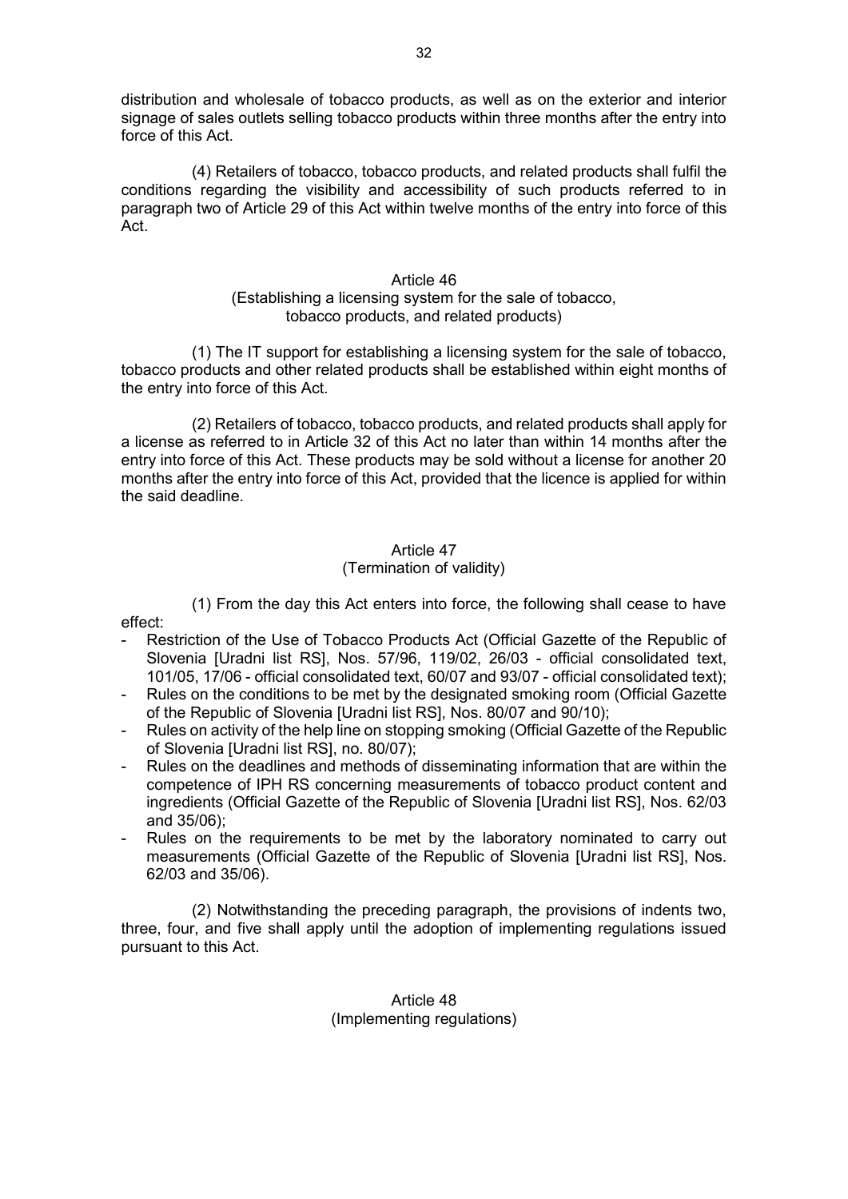distribution and wholesale of tobacco products, as well as on the exterior and interior signage of sales outlets selling tobacco products within three months after the entry into force of this Act.

(4) Retailers of tobacco, tobacco products, and related products shall fulfil the conditions regarding the visibility and accessibility of such products referred to in paragraph two of Article 29 of this Act within twelve months of the entry into force of this Act.

### Article 46
### (Establishing a licensing system for the sale of tobacco, tobacco products, and related products)

(1) The IT support for establishing a licensing system for the sale of tobacco, tobacco products and other related products shall be established within eight months of the entry into force of this Act.

(2) Retailers of tobacco, tobacco products, and related products shall apply for a license as referred to in Article 32 of this Act no later than within 14 months after the entry into force of this Act. These products may be sold without a license for another 20 months after the entry into force of this Act, provided that the licence is applied for within the said deadline.

### Article 47
### (Termination of validity)

(1) From the day this Act enters into force, the following shall cease to have effect:

- Restriction of the Use of Tobacco Products Act (Official Gazette of the Republic of Slovenia [Uradni list RS], Nos. 57/96, 119/02, 26/03 - official consolidated text, 101/05, 17/06 - official consolidated text, 60/07 and 93/07 - official consolidated text);
- Rules on the conditions to be met by the designated smoking room (Official Gazette of the Republic of Slovenia [Uradni list RS], Nos. 80/07 and 90/10);
- Rules on activity of the help line on stopping smoking (Official Gazette of the Republic of Slovenia [Uradni list RS], no. 80/07);
- Rules on the deadlines and methods of disseminating information that are within the competence of IPH RS concerning measurements of tobacco product content and ingredients (Official Gazette of the Republic of Slovenia [Uradni list RS], Nos. 62/03 and 35/06);
- Rules on the requirements to be met by the laboratory nominated to carry out measurements (Official Gazette of the Republic of Slovenia [Uradni list RS], Nos. 62/03 and 35/06).

(2) Notwithstanding the preceding paragraph, the provisions of indents two, three, four, and five shall apply until the adoption of implementing regulations issued pursuant to this Act.

### Article 48
### (Implementing regulations)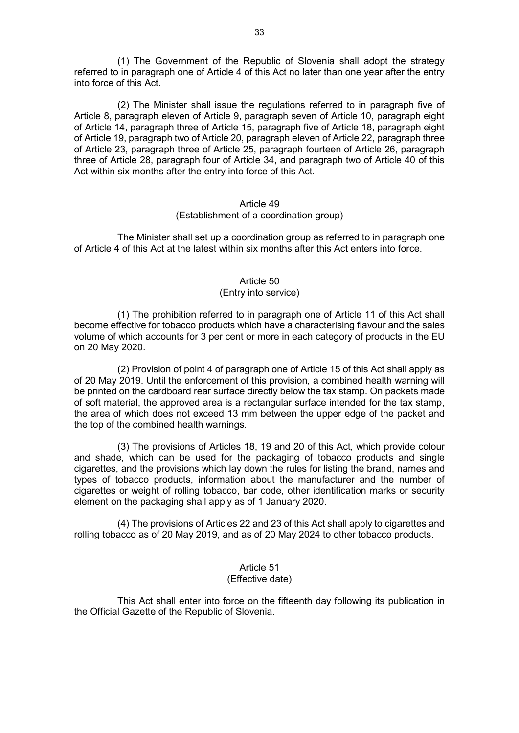(1) The Government of the Republic of Slovenia shall adopt the strategy referred to in paragraph one of Article 4 of this Act no later than one year after the entry into force of this Act.

(2) The Minister shall issue the regulations referred to in paragraph five of Article 8, paragraph eleven of Article 9, paragraph seven of Article 10, paragraph eight of Article 14, paragraph three of Article 15, paragraph five of Article 18, paragraph eight of Article 19, paragraph two of Article 20, paragraph eleven of Article 22, paragraph three of Article 23, paragraph three of Article 25, paragraph fourteen of Article 26, paragraph three of Article 28, paragraph four of Article 34, and paragraph two of Article 40 of this Act within six months after the entry into force of this Act.

### Article 49
### (Establishment of a coordination group)

The Minister shall set up a coordination group as referred to in paragraph one of Article 4 of this Act at the latest within six months after this Act enters into force.

### Article 50
### (Entry into service)

(1) The prohibition referred to in paragraph one of Article 11 of this Act shall become effective for tobacco products which have a characterising flavour and the sales volume of which accounts for 3 per cent or more in each category of products in the EU on 20 May 2020.

(2) Provision of point 4 of paragraph one of Article 15 of this Act shall apply as of 20 May 2019. Until the enforcement of this provision, a combined health warning will be printed on the cardboard rear surface directly below the tax stamp. On packets made of soft material, the approved area is a rectangular surface intended for the tax stamp, the area of which does not exceed 13 mm between the upper edge of the packet and the top of the combined health warnings.

(3) The provisions of Articles 18, 19 and 20 of this Act, which provide colour and shade, which can be used for the packaging of tobacco products and single cigarettes, and the provisions which lay down the rules for listing the brand, names and types of tobacco products, information about the manufacturer and the number of cigarettes or weight of rolling tobacco, bar code, other identification marks or security element on the packaging shall apply as of 1 January 2020.

(4) The provisions of Articles 22 and 23 of this Act shall apply to cigarettes and rolling tobacco as of 20 May 2019, and as of 20 May 2024 to other tobacco products.

### Article 51
### (Effective date)

This Act shall enter into force on the fifteenth day following its publication in the Official Gazette of the Republic of Slovenia.